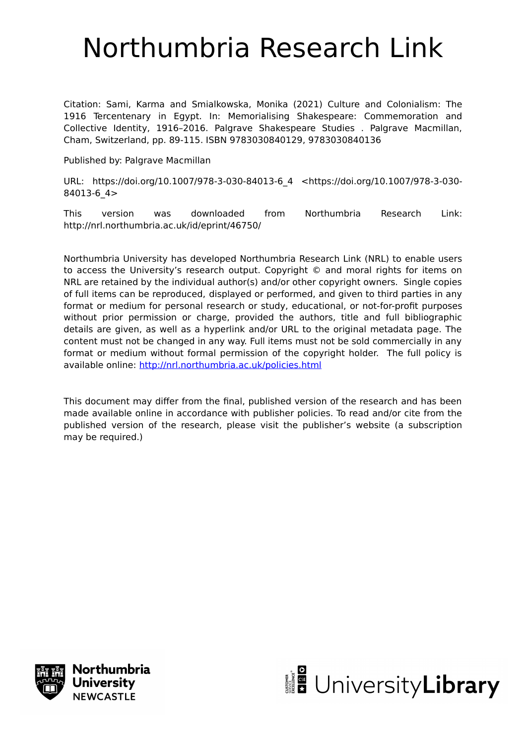# Northumbria Research Link

Citation: Sami, Karma and Smialkowska, Monika (2021) Culture and Colonialism: The 1916 Tercentenary in Egypt. In: Memorialising Shakespeare: Commemoration and Collective Identity, 1916–2016. Palgrave Shakespeare Studies . Palgrave Macmillan, Cham, Switzerland, pp. 89-115. ISBN 9783030840129, 9783030840136

Published by: Palgrave Macmillan

URL: https://doi.org/10.1007/978-3-030-84013-6_4 <https://doi.org/10.1007/978-3-030-84013-6_4>

This version was downloaded from Northumbria Research Link: http://nrl.northumbria.ac.uk/id/eprint/46750/

Northumbria University has developed Northumbria Research Link (NRL) to enable users to access the University's research output. Copyright © and moral rights for items on NRL are retained by the individual author(s) and/or other copyright owners. Single copies of full items can be reproduced, displayed or performed, and given to third parties in any format or medium for personal research or study, educational, or not-for-profit purposes without prior permission or charge, provided the authors, title and full bibliographic details are given, as well as a hyperlink and/or URL to the original metadata page. The content must not be changed in any way. Full items must not be sold commercially in any format or medium without formal permission of the copyright holder. The full policy is available online: http://nrl.northumbria.ac.uk/policies.html

This document may differ from the final, published version of the research and has been made available online in accordance with publisher policies. To read and/or cite from the published version of the research, please visit the publisher's website (a subscription may be required.)

Northumbria University NEWCASTLE

UniversityLibrary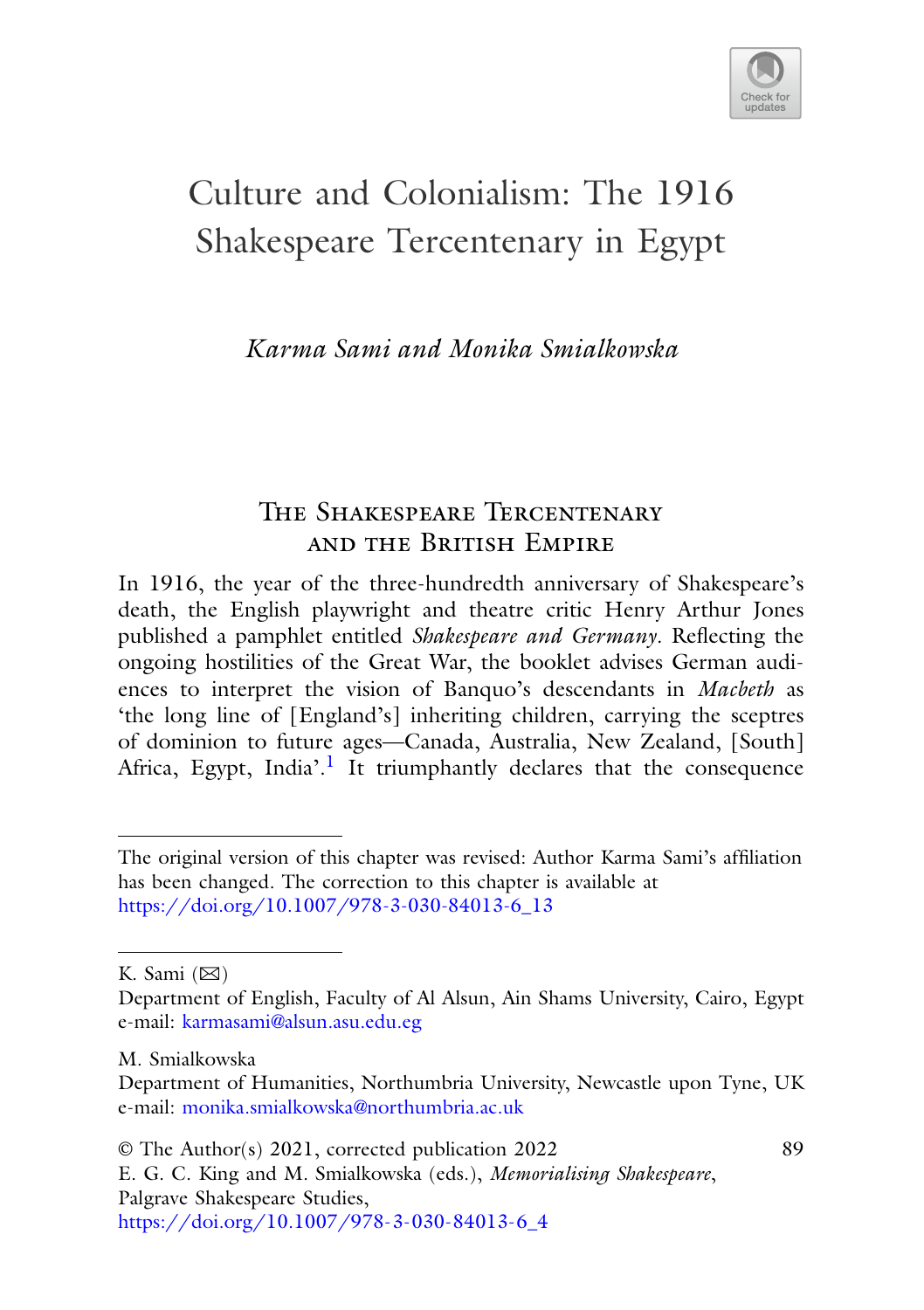# Culture and Colonialism: The 1916 Shakespeare Tercentenary in Egypt

*Karma Sami and Monika Smialkowska*

## The Shakespeare Tercentenary and the British Empire

In 1916, the year of the three-hundredth anniversary of Shakespeare's death, the English playwright and theatre critic Henry Arthur Jones published a pamphlet entitled *Shakespeare and Germany*. Reflecting the ongoing hostilities of the Great War, the booklet advises German audiences to interpret the vision of Banquo's descendants in *Macbeth* as 'the long line of [England's] inheriting children, carrying the sceptres of dominion to future ages—Canada, Australia, New Zealand, [South] Africa, Egypt, India'.[1] It triumphantly declares that the consequence

---

The original version of this chapter was revised: Author Karma Sami's affiliation has been changed. The correction to this chapter is available at https://doi.org/10.1007/978-3-030-84013-6_13

---

K. Sami (✉)
Department of English, Faculty of Al Alsun, Ain Shams University, Cairo, Egypt
e-mail: karmasami@alsun.asu.edu.eg

M. Smialkowska
Department of Humanities, Northumbria University, Newcastle upon Tyne, UK
e-mail: monika.smialkowska@northumbria.ac.uk

© The Author(s) 2021, corrected publication 2022
E. G. C. King and M. Smialkowska (eds.), *Memorialising Shakespeare*, Palgrave Shakespeare Studies,
https://doi.org/10.1007/978-3-030-84013-6_4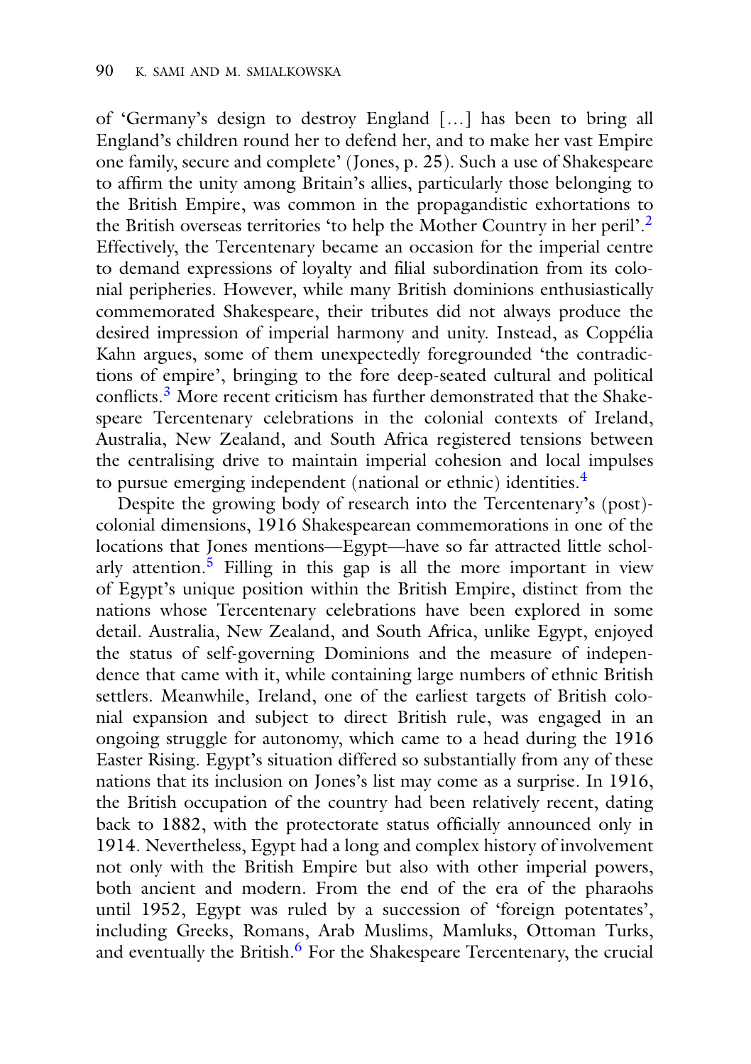of 'Germany's design to destroy England […] has been to bring all England's children round her to defend her, and to make her vast Empire one family, secure and complete' (Jones, p. 25). Such a use of Shakespeare to affirm the unity among Britain's allies, particularly those belonging to the British Empire, was common in the propagandistic exhortations to the British overseas territories 'to help the Mother Country in her peril'.[2] Effectively, the Tercentenary became an occasion for the imperial centre to demand expressions of loyalty and filial subordination from its colonial peripheries. However, while many British dominions enthusiastically commemorated Shakespeare, their tributes did not always produce the desired impression of imperial harmony and unity. Instead, as Coppélia Kahn argues, some of them unexpectedly foregrounded 'the contradictions of empire', bringing to the fore deep-seated cultural and political conflicts.[3] More recent criticism has further demonstrated that the Shakespeare Tercentenary celebrations in the colonial contexts of Ireland, Australia, New Zealand, and South Africa registered tensions between the centralising drive to maintain imperial cohesion and local impulses to pursue emerging independent (national or ethnic) identities.[4]

Despite the growing body of research into the Tercentenary's (post)-colonial dimensions, 1916 Shakespearean commemorations in one of the locations that Jones mentions—Egypt—have so far attracted little scholarly attention.[5] Filling in this gap is all the more important in view of Egypt's unique position within the British Empire, distinct from the nations whose Tercentenary celebrations have been explored in some detail. Australia, New Zealand, and South Africa, unlike Egypt, enjoyed the status of self-governing Dominions and the measure of independence that came with it, while containing large numbers of ethnic British settlers. Meanwhile, Ireland, one of the earliest targets of British colonial expansion and subject to direct British rule, was engaged in an ongoing struggle for autonomy, which came to a head during the 1916 Easter Rising. Egypt's situation differed so substantially from any of these nations that its inclusion on Jones's list may come as a surprise. In 1916, the British occupation of the country had been relatively recent, dating back to 1882, with the protectorate status officially announced only in 1914. Nevertheless, Egypt had a long and complex history of involvement not only with the British Empire but also with other imperial powers, both ancient and modern. From the end of the era of the pharaohs until 1952, Egypt was ruled by a succession of 'foreign potentates', including Greeks, Romans, Arab Muslims, Mamluks, Ottoman Turks, and eventually the British.[6] For the Shakespeare Tercentenary, the crucial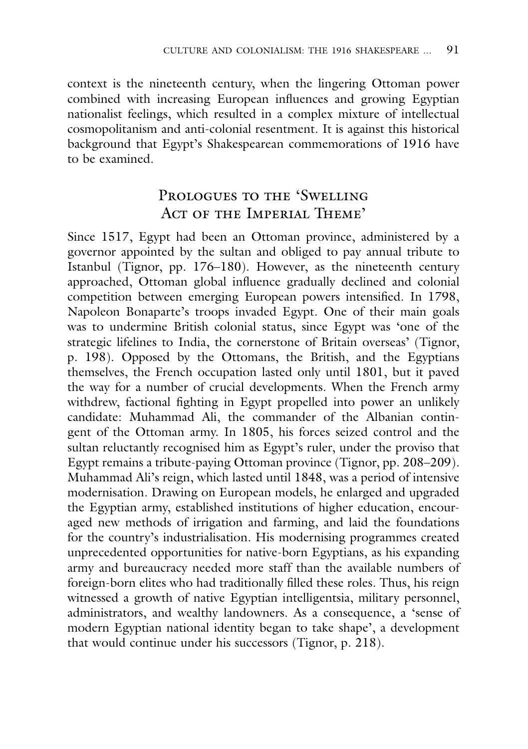context is the nineteenth century, when the lingering Ottoman power combined with increasing European influences and growing Egyptian nationalist feelings, which resulted in a complex mixture of intellectual cosmopolitanism and anti-colonial resentment. It is against this historical background that Egypt's Shakespearean commemorations of 1916 have to be examined.

## Prologues to the 'Swelling Act of the Imperial Theme'

Since 1517, Egypt had been an Ottoman province, administered by a governor appointed by the sultan and obliged to pay annual tribute to Istanbul (Tignor, pp. 176–180). However, as the nineteenth century approached, Ottoman global influence gradually declined and colonial competition between emerging European powers intensified. In 1798, Napoleon Bonaparte's troops invaded Egypt. One of their main goals was to undermine British colonial status, since Egypt was 'one of the strategic lifelines to India, the cornerstone of Britain overseas' (Tignor, p. 198). Opposed by the Ottomans, the British, and the Egyptians themselves, the French occupation lasted only until 1801, but it paved the way for a number of crucial developments. When the French army withdrew, factional fighting in Egypt propelled into power an unlikely candidate: Muhammad Ali, the commander of the Albanian contingent of the Ottoman army. In 1805, his forces seized control and the sultan reluctantly recognised him as Egypt's ruler, under the proviso that Egypt remains a tribute-paying Ottoman province (Tignor, pp. 208–209). Muhammad Ali's reign, which lasted until 1848, was a period of intensive modernisation. Drawing on European models, he enlarged and upgraded the Egyptian army, established institutions of higher education, encouraged new methods of irrigation and farming, and laid the foundations for the country's industrialisation. His modernising programmes created unprecedented opportunities for native-born Egyptians, as his expanding army and bureaucracy needed more staff than the available numbers of foreign-born elites who had traditionally filled these roles. Thus, his reign witnessed a growth of native Egyptian intelligentsia, military personnel, administrators, and wealthy landowners. As a consequence, a 'sense of modern Egyptian national identity began to take shape', a development that would continue under his successors (Tignor, p. 218).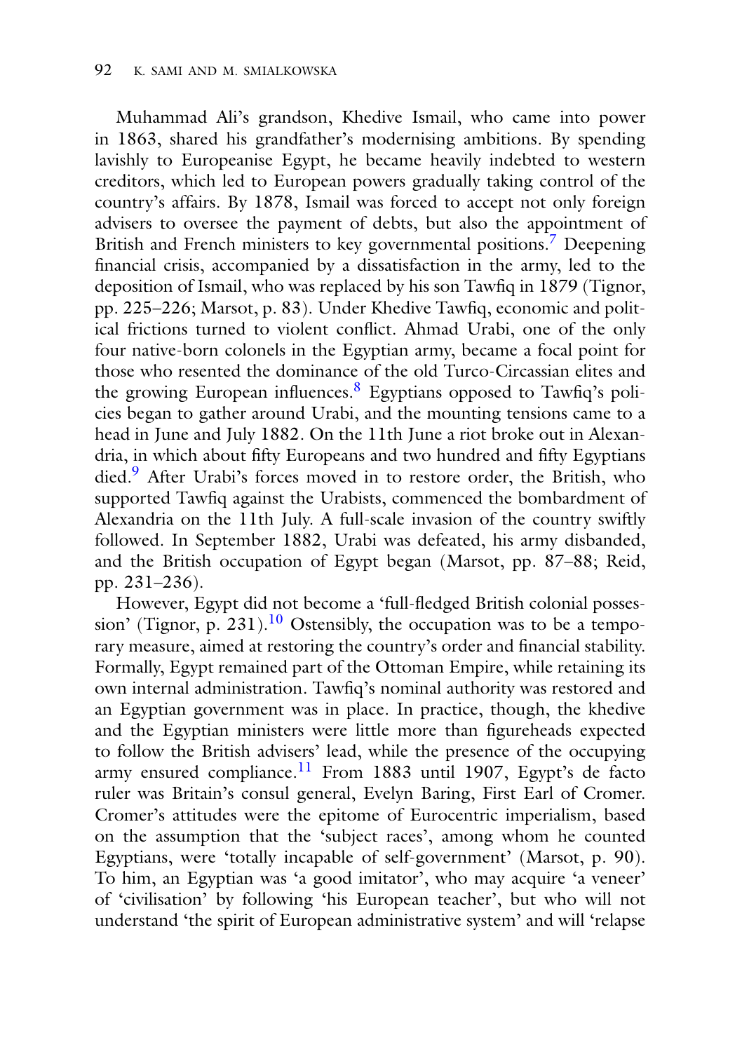Muhammad Ali's grandson, Khedive Ismail, who came into power in 1863, shared his grandfather's modernising ambitions. By spending lavishly to Europeanise Egypt, he became heavily indebted to western creditors, which led to European powers gradually taking control of the country's affairs. By 1878, Ismail was forced to accept not only foreign advisers to oversee the payment of debts, but also the appointment of British and French ministers to key governmental positions.[7] Deepening financial crisis, accompanied by a dissatisfaction in the army, led to the deposition of Ismail, who was replaced by his son Tawfiq in 1879 (Tignor, pp. 225–226; Marsot, p. 83). Under Khedive Tawfiq, economic and political frictions turned to violent conflict. Ahmad Urabi, one of the only four native-born colonels in the Egyptian army, became a focal point for those who resented the dominance of the old Turco-Circassian elites and the growing European influences.[8] Egyptians opposed to Tawfiq's policies began to gather around Urabi, and the mounting tensions came to a head in June and July 1882. On the 11th June a riot broke out in Alexandria, in which about fifty Europeans and two hundred and fifty Egyptians died.[9] After Urabi's forces moved in to restore order, the British, who supported Tawfiq against the Urabists, commenced the bombardment of Alexandria on the 11th July. A full-scale invasion of the country swiftly followed. In September 1882, Urabi was defeated, his army disbanded, and the British occupation of Egypt began (Marsot, pp. 87–88; Reid, pp. 231–236).

However, Egypt did not become a 'full-fledged British colonial possession' (Tignor, p. 231).[10] Ostensibly, the occupation was to be a temporary measure, aimed at restoring the country's order and financial stability. Formally, Egypt remained part of the Ottoman Empire, while retaining its own internal administration. Tawfiq's nominal authority was restored and an Egyptian government was in place. In practice, though, the khedive and the Egyptian ministers were little more than figureheads expected to follow the British advisers' lead, while the presence of the occupying army ensured compliance.[11] From 1883 until 1907, Egypt's de facto ruler was Britain's consul general, Evelyn Baring, First Earl of Cromer. Cromer's attitudes were the epitome of Eurocentric imperialism, based on the assumption that the 'subject races', among whom he counted Egyptians, were 'totally incapable of self-government' (Marsot, p. 90). To him, an Egyptian was 'a good imitator', who may acquire 'a veneer' of 'civilisation' by following 'his European teacher', but who will not understand 'the spirit of European administrative system' and will 'relapse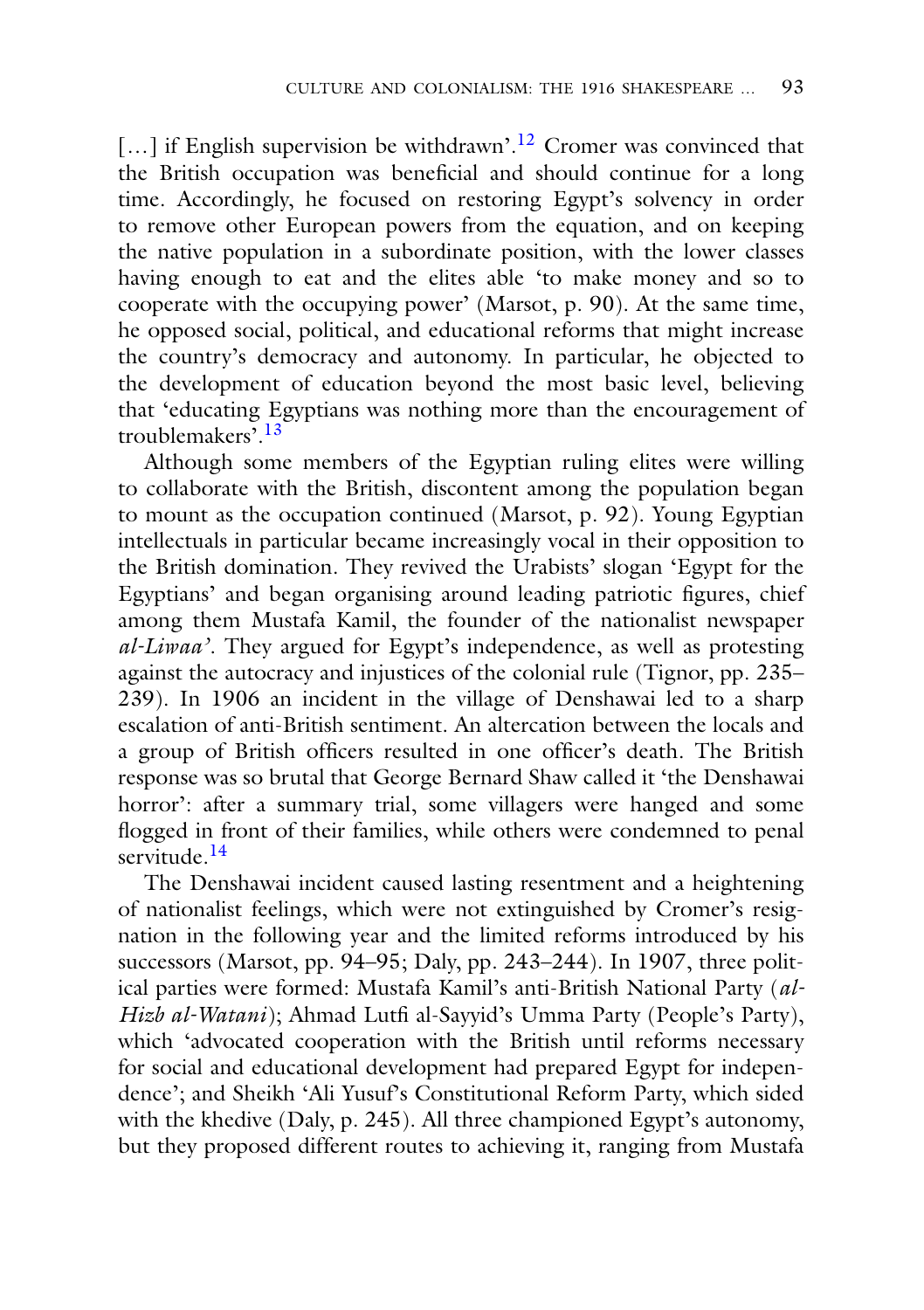[…] if English supervision be withdrawn'.[12] Cromer was convinced that the British occupation was beneficial and should continue for a long time. Accordingly, he focused on restoring Egypt's solvency in order to remove other European powers from the equation, and on keeping the native population in a subordinate position, with the lower classes having enough to eat and the elites able 'to make money and so to cooperate with the occupying power' (Marsot, p. 90). At the same time, he opposed social, political, and educational reforms that might increase the country's democracy and autonomy. In particular, he objected to the development of education beyond the most basic level, believing that 'educating Egyptians was nothing more than the encouragement of troublemakers'.[13]

Although some members of the Egyptian ruling elites were willing to collaborate with the British, discontent among the population began to mount as the occupation continued (Marsot, p. 92). Young Egyptian intellectuals in particular became increasingly vocal in their opposition to the British domination. They revived the Urabists' slogan 'Egypt for the Egyptians' and began organising around leading patriotic figures, chief among them Mustafa Kamil, the founder of the nationalist newspaper *al-Liwaa'*. They argued for Egypt's independence, as well as protesting against the autocracy and injustices of the colonial rule (Tignor, pp. 235–239). In 1906 an incident in the village of Denshawai led to a sharp escalation of anti-British sentiment. An altercation between the locals and a group of British officers resulted in one officer's death. The British response was so brutal that George Bernard Shaw called it 'the Denshawai horror': after a summary trial, some villagers were hanged and some flogged in front of their families, while others were condemned to penal servitude.[14]

The Denshawai incident caused lasting resentment and a heightening of nationalist feelings, which were not extinguished by Cromer's resignation in the following year and the limited reforms introduced by his successors (Marsot, pp. 94–95; Daly, pp. 243–244). In 1907, three political parties were formed: Mustafa Kamil's anti-British National Party (*al-Hizb al-Watani*); Ahmad Lutfi al-Sayyid's Umma Party (People's Party), which 'advocated cooperation with the British until reforms necessary for social and educational development had prepared Egypt for independence'; and Sheikh 'Ali Yusuf's Constitutional Reform Party, which sided with the khedive (Daly, p. 245). All three championed Egypt's autonomy, but they proposed different routes to achieving it, ranging from Mustafa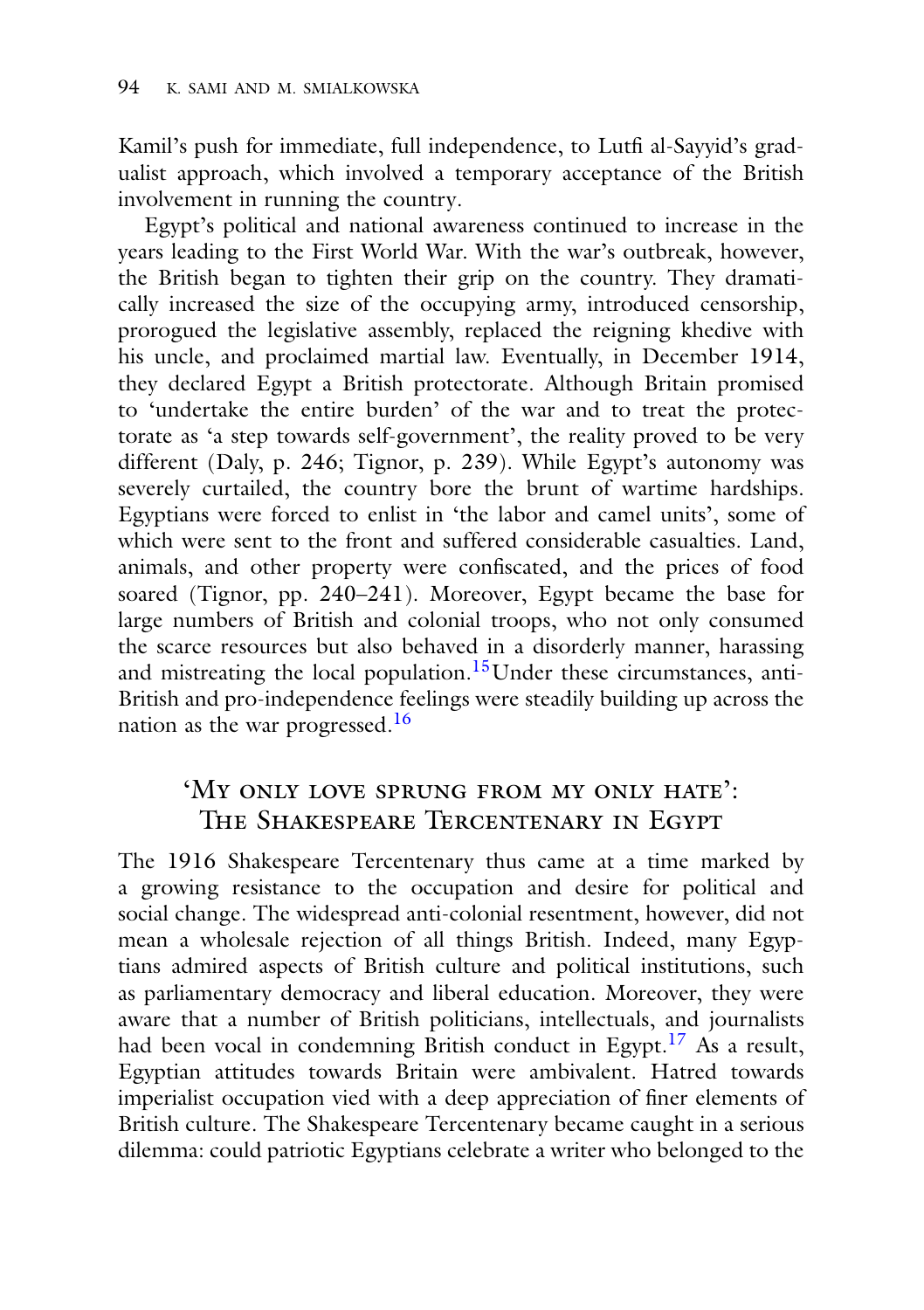Kamil's push for immediate, full independence, to Lutfi al-Sayyid's gradualist approach, which involved a temporary acceptance of the British involvement in running the country.

Egypt's political and national awareness continued to increase in the years leading to the First World War. With the war's outbreak, however, the British began to tighten their grip on the country. They dramatically increased the size of the occupying army, introduced censorship, prorogued the legislative assembly, replaced the reigning khedive with his uncle, and proclaimed martial law. Eventually, in December 1914, they declared Egypt a British protectorate. Although Britain promised to 'undertake the entire burden' of the war and to treat the protectorate as 'a step towards self-government', the reality proved to be very different (Daly, p. 246; Tignor, p. 239). While Egypt's autonomy was severely curtailed, the country bore the brunt of wartime hardships. Egyptians were forced to enlist in 'the labor and camel units', some of which were sent to the front and suffered considerable casualties. Land, animals, and other property were confiscated, and the prices of food soared (Tignor, pp. 240–241). Moreover, Egypt became the base for large numbers of British and colonial troops, who not only consumed the scarce resources but also behaved in a disorderly manner, harassing and mistreating the local population.[15] Under these circumstances, anti-British and pro-independence feelings were steadily building up across the nation as the war progressed.[16]

## 'My only love sprung from my only hate': The Shakespeare Tercentenary in Egypt

The 1916 Shakespeare Tercentenary thus came at a time marked by a growing resistance to the occupation and desire for political and social change. The widespread anti-colonial resentment, however, did not mean a wholesale rejection of all things British. Indeed, many Egyptians admired aspects of British culture and political institutions, such as parliamentary democracy and liberal education. Moreover, they were aware that a number of British politicians, intellectuals, and journalists had been vocal in condemning British conduct in Egypt.[17] As a result, Egyptian attitudes towards Britain were ambivalent. Hatred towards imperialist occupation vied with a deep appreciation of finer elements of British culture. The Shakespeare Tercentenary became caught in a serious dilemma: could patriotic Egyptians celebrate a writer who belonged to the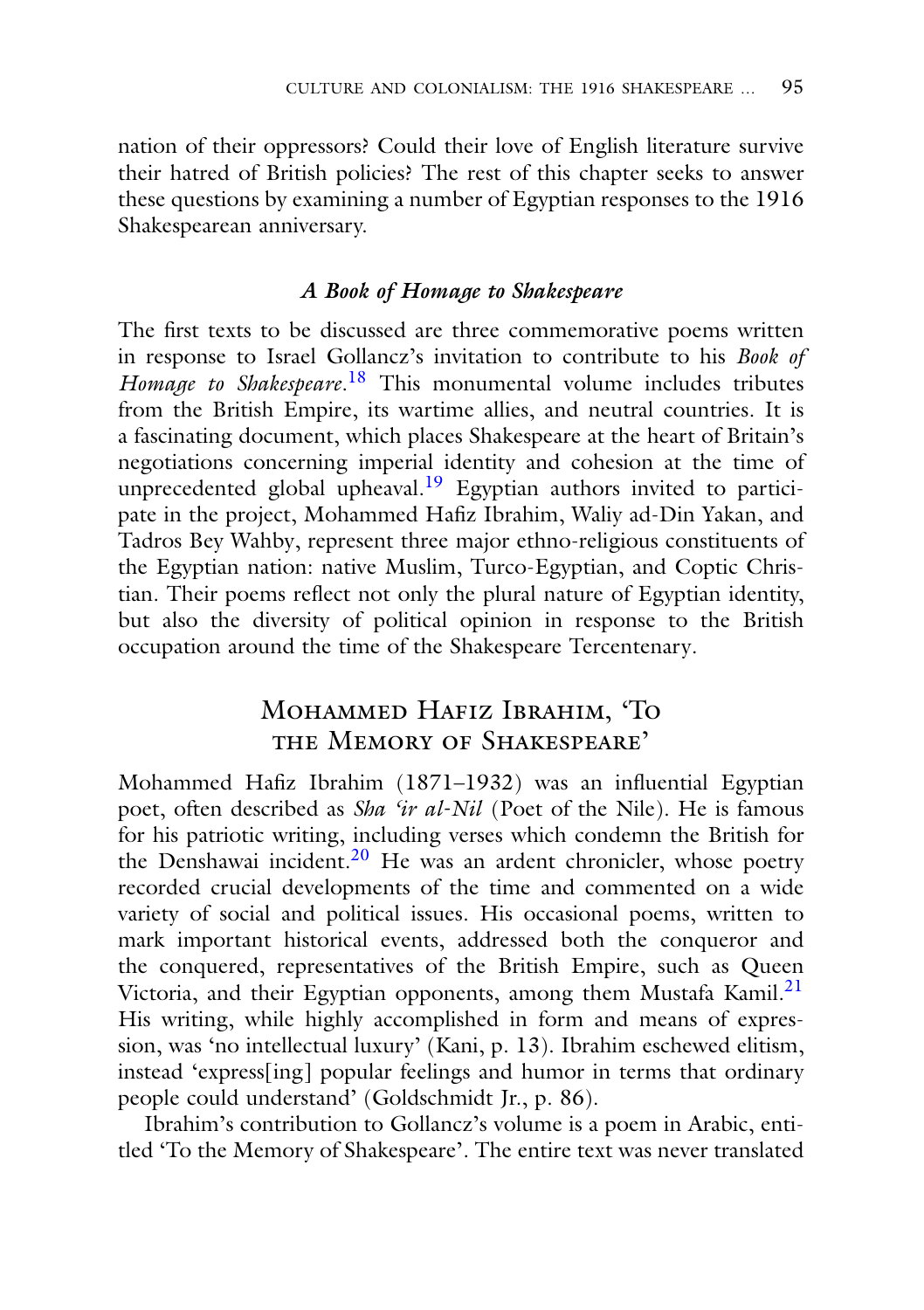nation of their oppressors? Could their love of English literature survive their hatred of British policies? The rest of this chapter seeks to answer these questions by examining a number of Egyptian responses to the 1916 Shakespearean anniversary.

### *A Book of Homage to Shakespeare*

The first texts to be discussed are three commemorative poems written in response to Israel Gollancz's invitation to contribute to his *Book of Homage to Shakespeare*.[18] This monumental volume includes tributes from the British Empire, its wartime allies, and neutral countries. It is a fascinating document, which places Shakespeare at the heart of Britain's negotiations concerning imperial identity and cohesion at the time of unprecedented global upheaval.[19] Egyptian authors invited to participate in the project, Mohammed Hafiz Ibrahim, Waliy ad-Din Yakan, and Tadros Bey Wahby, represent three major ethno-religious constituents of the Egyptian nation: native Muslim, Turco-Egyptian, and Coptic Christian. Their poems reflect not only the plural nature of Egyptian identity, but also the diversity of political opinion in response to the British occupation around the time of the Shakespeare Tercentenary.

## Mohammed Hafiz Ibrahim, 'To the Memory of Shakespeare'

Mohammed Hafiz Ibrahim (1871–1932) was an influential Egyptian poet, often described as *Sha 'ir al-Nil* (Poet of the Nile). He is famous for his patriotic writing, including verses which condemn the British for the Denshawai incident.[20] He was an ardent chronicler, whose poetry recorded crucial developments of the time and commented on a wide variety of social and political issues. His occasional poems, written to mark important historical events, addressed both the conqueror and the conquered, representatives of the British Empire, such as Queen Victoria, and their Egyptian opponents, among them Mustafa Kamil.[21] His writing, while highly accomplished in form and means of expression, was 'no intellectual luxury' (Kani, p. 13). Ibrahim eschewed elitism, instead 'express[ing] popular feelings and humor in terms that ordinary people could understand' (Goldschmidt Jr., p. 86).

Ibrahim's contribution to Gollancz's volume is a poem in Arabic, entitled 'To the Memory of Shakespeare'. The entire text was never translated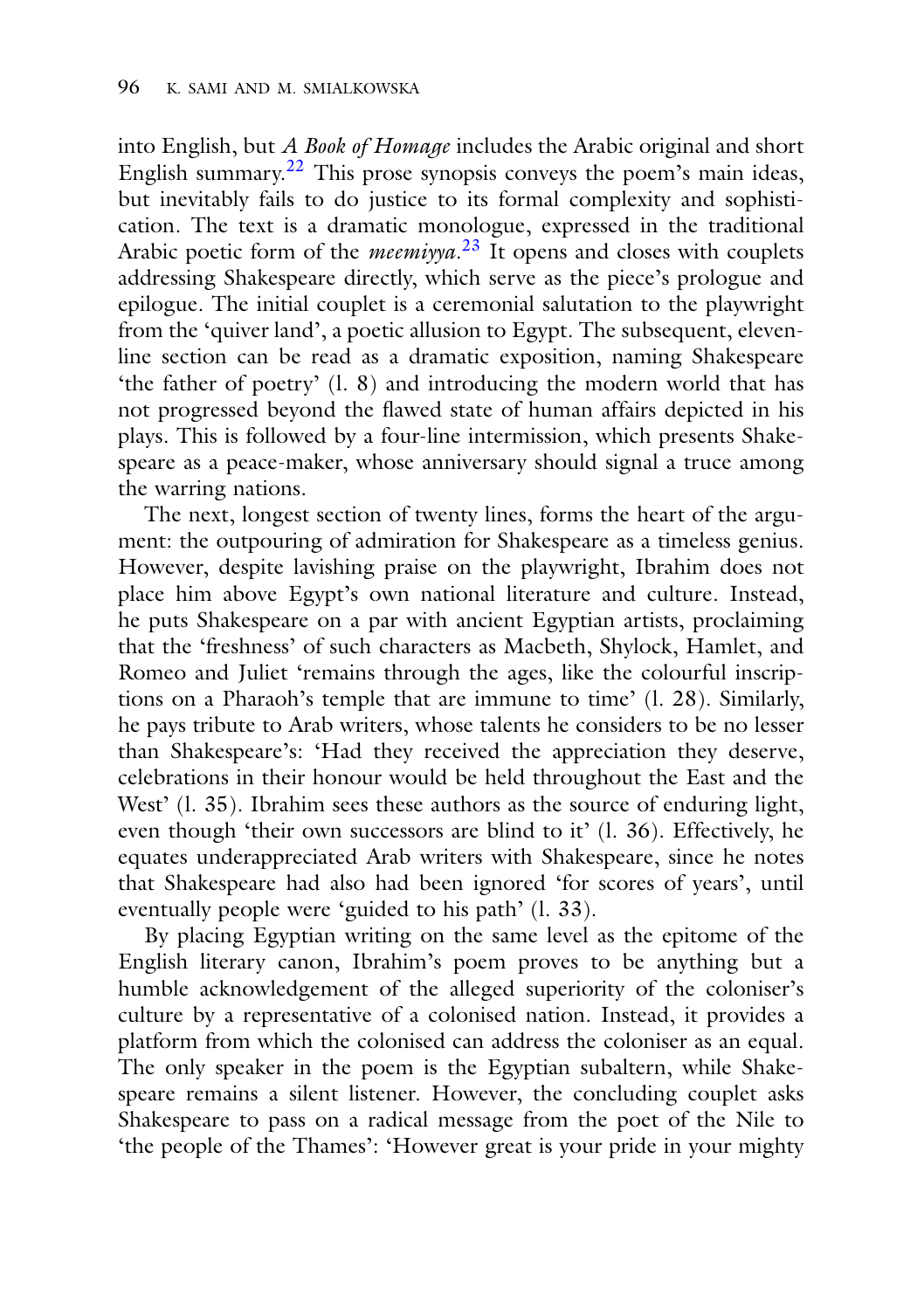into English, but *A Book of Homage* includes the Arabic original and short English summary.[22] This prose synopsis conveys the poem's main ideas, but inevitably fails to do justice to its formal complexity and sophistication. The text is a dramatic monologue, expressed in the traditional Arabic poetic form of the *meemiyya*.[23] It opens and closes with couplets addressing Shakespeare directly, which serve as the piece's prologue and epilogue. The initial couplet is a ceremonial salutation to the playwright from the 'quiver land', a poetic allusion to Egypt. The subsequent, eleven-line section can be read as a dramatic exposition, naming Shakespeare 'the father of poetry' (l. 8) and introducing the modern world that has not progressed beyond the flawed state of human affairs depicted in his plays. This is followed by a four-line intermission, which presents Shakespeare as a peace-maker, whose anniversary should signal a truce among the warring nations.

The next, longest section of twenty lines, forms the heart of the argument: the outpouring of admiration for Shakespeare as a timeless genius. However, despite lavishing praise on the playwright, Ibrahim does not place him above Egypt's own national literature and culture. Instead, he puts Shakespeare on a par with ancient Egyptian artists, proclaiming that the 'freshness' of such characters as Macbeth, Shylock, Hamlet, and Romeo and Juliet 'remains through the ages, like the colourful inscriptions on a Pharaoh's temple that are immune to time' (l. 28). Similarly, he pays tribute to Arab writers, whose talents he considers to be no lesser than Shakespeare's: 'Had they received the appreciation they deserve, celebrations in their honour would be held throughout the East and the West' (l. 35). Ibrahim sees these authors as the source of enduring light, even though 'their own successors are blind to it' (l. 36). Effectively, he equates underappreciated Arab writers with Shakespeare, since he notes that Shakespeare had also had been ignored 'for scores of years', until eventually people were 'guided to his path' (l. 33).

By placing Egyptian writing on the same level as the epitome of the English literary canon, Ibrahim's poem proves to be anything but a humble acknowledgement of the alleged superiority of the coloniser's culture by a representative of a colonised nation. Instead, it provides a platform from which the colonised can address the coloniser as an equal. The only speaker in the poem is the Egyptian subaltern, while Shakespeare remains a silent listener. However, the concluding couplet asks Shakespeare to pass on a radical message from the poet of the Nile to 'the people of the Thames': 'However great is your pride in your mighty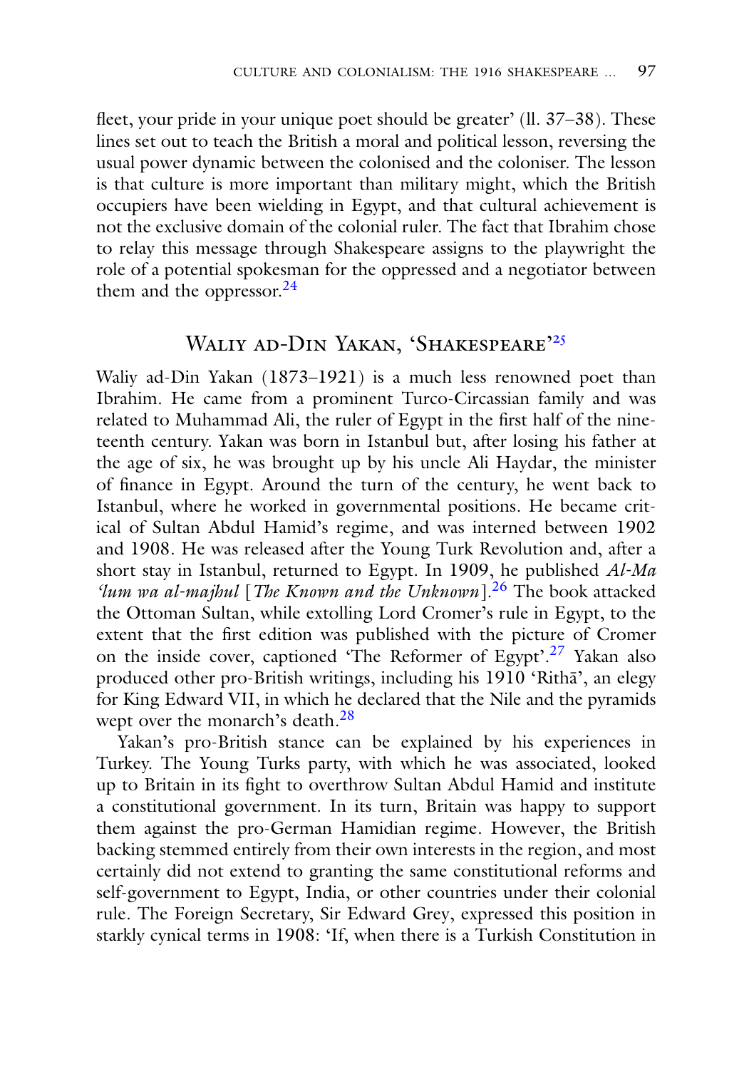fleet, your pride in your unique poet should be greater' (ll. 37–38). These lines set out to teach the British a moral and political lesson, reversing the usual power dynamic between the colonised and the coloniser. The lesson is that culture is more important than military might, which the British occupiers have been wielding in Egypt, and that cultural achievement is not the exclusive domain of the colonial ruler. The fact that Ibrahim chose to relay this message through Shakespeare assigns to the playwright the role of a potential spokesman for the oppressed and a negotiator between them and the oppressor.[24]

## Waliy ad-Din Yakan, 'Shakespeare'[25]

Waliy ad-Din Yakan (1873–1921) is a much less renowned poet than Ibrahim. He came from a prominent Turco-Circassian family and was related to Muhammad Ali, the ruler of Egypt in the first half of the nineteenth century. Yakan was born in Istanbul but, after losing his father at the age of six, he was brought up by his uncle Ali Haydar, the minister of finance in Egypt. Around the turn of the century, he went back to Istanbul, where he worked in governmental positions. He became critical of Sultan Abdul Hamid's regime, and was interned between 1902 and 1908. He was released after the Young Turk Revolution and, after a short stay in Istanbul, returned to Egypt. In 1909, he published *Al-Ma 'lum wa al-majhul* [*The Known and the Unknown*].[26] The book attacked the Ottoman Sultan, while extolling Lord Cromer's rule in Egypt, to the extent that the first edition was published with the picture of Cromer on the inside cover, captioned 'The Reformer of Egypt'.[27] Yakan also produced other pro-British writings, including his 1910 'Rithā', an elegy for King Edward VII, in which he declared that the Nile and the pyramids wept over the monarch's death.[28]

Yakan's pro-British stance can be explained by his experiences in Turkey. The Young Turks party, with which he was associated, looked up to Britain in its fight to overthrow Sultan Abdul Hamid and institute a constitutional government. In its turn, Britain was happy to support them against the pro-German Hamidian regime. However, the British backing stemmed entirely from their own interests in the region, and most certainly did not extend to granting the same constitutional reforms and self-government to Egypt, India, or other countries under their colonial rule. The Foreign Secretary, Sir Edward Grey, expressed this position in starkly cynical terms in 1908: 'If, when there is a Turkish Constitution in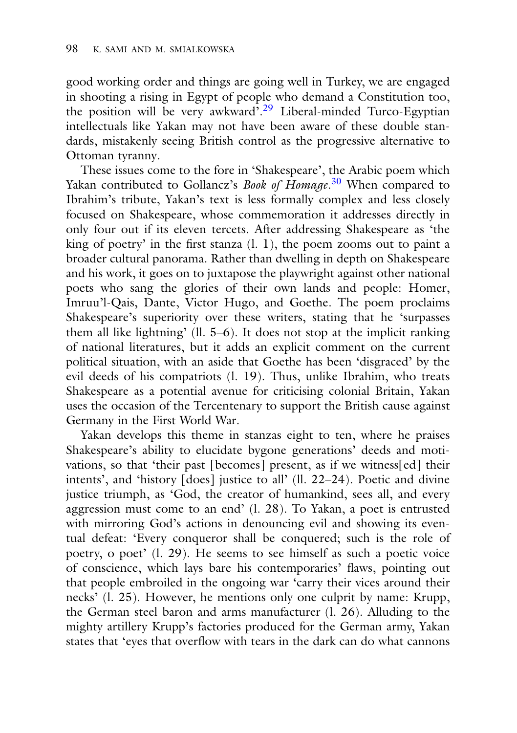good working order and things are going well in Turkey, we are engaged in shooting a rising in Egypt of people who demand a Constitution too, the position will be very awkward'.[29] Liberal-minded Turco-Egyptian intellectuals like Yakan may not have been aware of these double standards, mistakenly seeing British control as the progressive alternative to Ottoman tyranny.

These issues come to the fore in 'Shakespeare', the Arabic poem which Yakan contributed to Gollancz's *Book of Homage*.[30] When compared to Ibrahim's tribute, Yakan's text is less formally complex and less closely focused on Shakespeare, whose commemoration it addresses directly in only four out if its eleven tercets. After addressing Shakespeare as 'the king of poetry' in the first stanza (l. 1), the poem zooms out to paint a broader cultural panorama. Rather than dwelling in depth on Shakespeare and his work, it goes on to juxtapose the playwright against other national poets who sang the glories of their own lands and people: Homer, Imruu'l-Qais, Dante, Victor Hugo, and Goethe. The poem proclaims Shakespeare's superiority over these writers, stating that he 'surpasses them all like lightning' (ll. 5–6). It does not stop at the implicit ranking of national literatures, but it adds an explicit comment on the current political situation, with an aside that Goethe has been 'disgraced' by the evil deeds of his compatriots (l. 19). Thus, unlike Ibrahim, who treats Shakespeare as a potential avenue for criticising colonial Britain, Yakan uses the occasion of the Tercentenary to support the British cause against Germany in the First World War.

Yakan develops this theme in stanzas eight to ten, where he praises Shakespeare's ability to elucidate bygone generations' deeds and motivations, so that 'their past [becomes] present, as if we witness[ed] their intents', and 'history [does] justice to all' (ll. 22–24). Poetic and divine justice triumph, as 'God, the creator of humankind, sees all, and every aggression must come to an end' (l. 28). To Yakan, a poet is entrusted with mirroring God's actions in denouncing evil and showing its eventual defeat: 'Every conqueror shall be conquered; such is the role of poetry, o poet' (l. 29). He seems to see himself as such a poetic voice of conscience, which lays bare his contemporaries' flaws, pointing out that people embroiled in the ongoing war 'carry their vices around their necks' (l. 25). However, he mentions only one culprit by name: Krupp, the German steel baron and arms manufacturer (l. 26). Alluding to the mighty artillery Krupp's factories produced for the German army, Yakan states that 'eyes that overflow with tears in the dark can do what cannons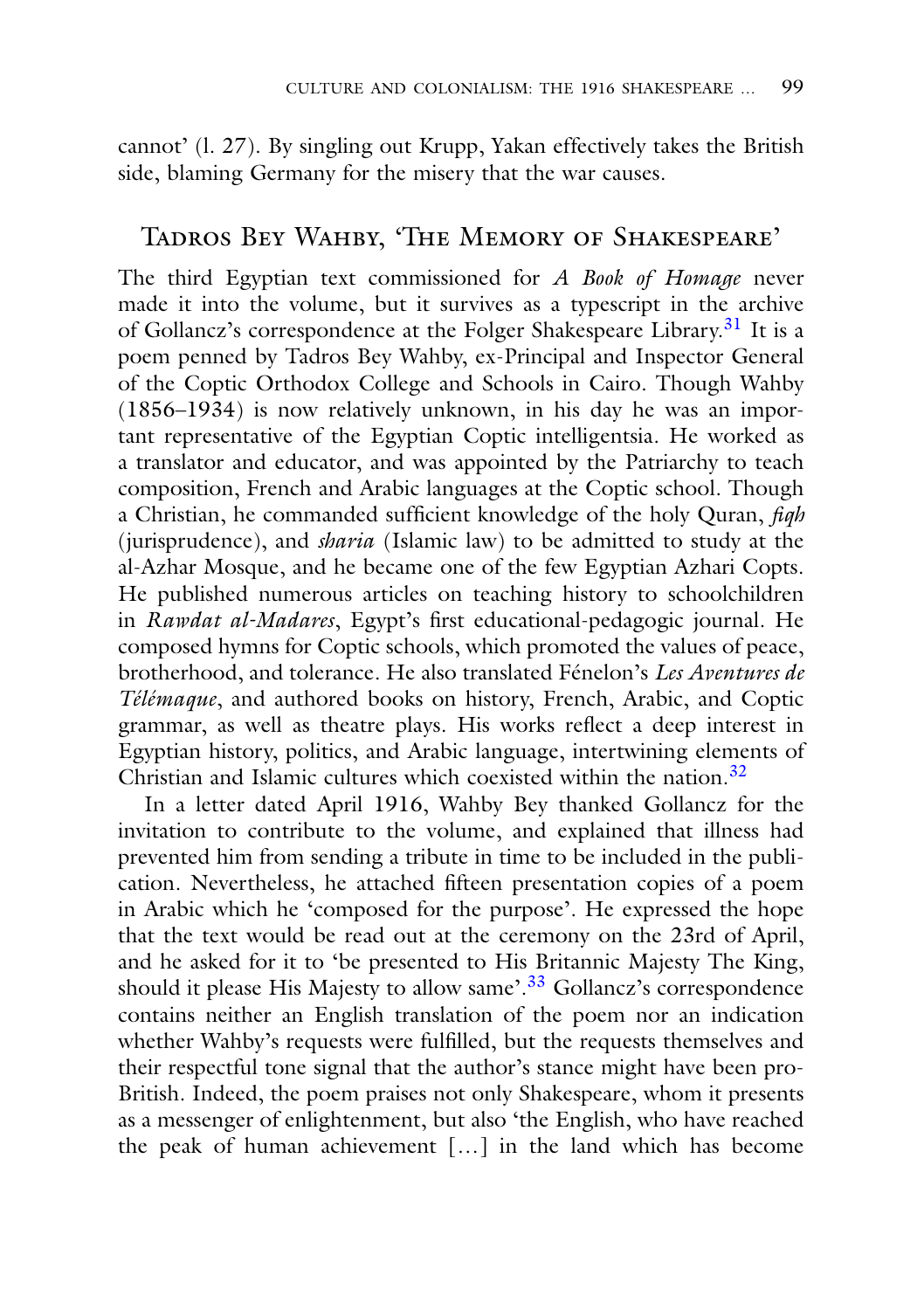cannot' (l. 27). By singling out Krupp, Yakan effectively takes the British side, blaming Germany for the misery that the war causes.

## Tadros Bey Wahby, 'The Memory of Shakespeare'

The third Egyptian text commissioned for *A Book of Homage* never made it into the volume, but it survives as a typescript in the archive of Gollancz's correspondence at the Folger Shakespeare Library.[31] It is a poem penned by Tadros Bey Wahby, ex-Principal and Inspector General of the Coptic Orthodox College and Schools in Cairo. Though Wahby (1856–1934) is now relatively unknown, in his day he was an important representative of the Egyptian Coptic intelligentsia. He worked as a translator and educator, and was appointed by the Patriarchy to teach composition, French and Arabic languages at the Coptic school. Though a Christian, he commanded sufficient knowledge of the holy Quran, *fiqh* (jurisprudence), and *sharia* (Islamic law) to be admitted to study at the al-Azhar Mosque, and he became one of the few Egyptian Azhari Copts. He published numerous articles on teaching history to schoolchildren in *Rawdat al-Madares*, Egypt's first educational-pedagogic journal. He composed hymns for Coptic schools, which promoted the values of peace, brotherhood, and tolerance. He also translated Fénelon's *Les Aventures de Télémaque*, and authored books on history, French, Arabic, and Coptic grammar, as well as theatre plays. His works reflect a deep interest in Egyptian history, politics, and Arabic language, intertwining elements of Christian and Islamic cultures which coexisted within the nation.[32]

In a letter dated April 1916, Wahby Bey thanked Gollancz for the invitation to contribute to the volume, and explained that illness had prevented him from sending a tribute in time to be included in the publication. Nevertheless, he attached fifteen presentation copies of a poem in Arabic which he 'composed for the purpose'. He expressed the hope that the text would be read out at the ceremony on the 23rd of April, and he asked for it to 'be presented to His Britannic Majesty The King, should it please His Majesty to allow same'.[33] Gollancz's correspondence contains neither an English translation of the poem nor an indication whether Wahby's requests were fulfilled, but the requests themselves and their respectful tone signal that the author's stance might have been pro-British. Indeed, the poem praises not only Shakespeare, whom it presents as a messenger of enlightenment, but also 'the English, who have reached the peak of human achievement […] in the land which has become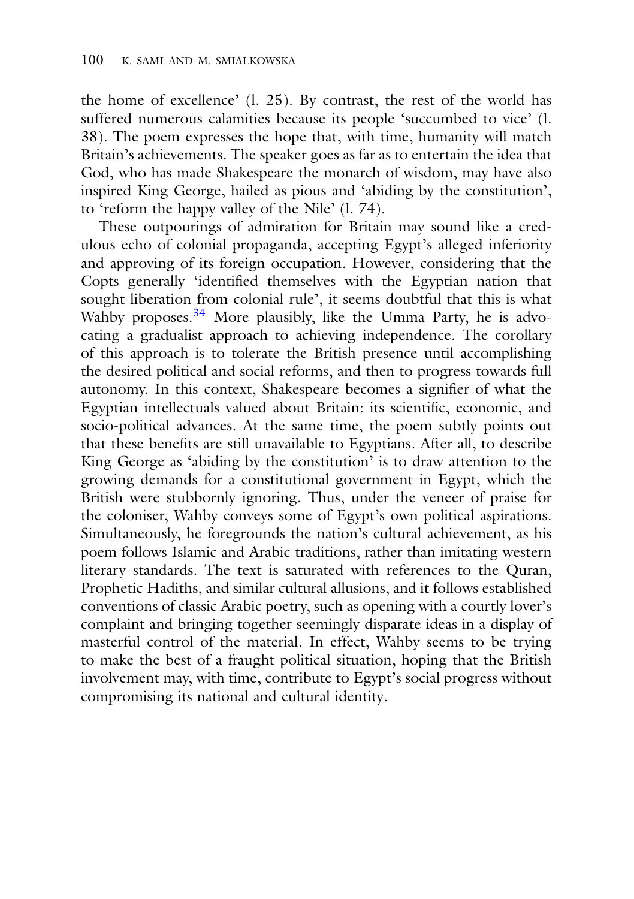the home of excellence' (l. 25). By contrast, the rest of the world has suffered numerous calamities because its people 'succumbed to vice' (l. 38). The poem expresses the hope that, with time, humanity will match Britain's achievements. The speaker goes as far as to entertain the idea that God, who has made Shakespeare the monarch of wisdom, may have also inspired King George, hailed as pious and 'abiding by the constitution', to 'reform the happy valley of the Nile' (l. 74).

These outpourings of admiration for Britain may sound like a credulous echo of colonial propaganda, accepting Egypt's alleged inferiority and approving of its foreign occupation. However, considering that the Copts generally 'identified themselves with the Egyptian nation that sought liberation from colonial rule', it seems doubtful that this is what Wahby proposes.[34] More plausibly, like the Umma Party, he is advocating a gradualist approach to achieving independence. The corollary of this approach is to tolerate the British presence until accomplishing the desired political and social reforms, and then to progress towards full autonomy. In this context, Shakespeare becomes a signifier of what the Egyptian intellectuals valued about Britain: its scientific, economic, and socio-political advances. At the same time, the poem subtly points out that these benefits are still unavailable to Egyptians. After all, to describe King George as 'abiding by the constitution' is to draw attention to the growing demands for a constitutional government in Egypt, which the British were stubbornly ignoring. Thus, under the veneer of praise for the coloniser, Wahby conveys some of Egypt's own political aspirations. Simultaneously, he foregrounds the nation's cultural achievement, as his poem follows Islamic and Arabic traditions, rather than imitating western literary standards. The text is saturated with references to the Quran, Prophetic Hadiths, and similar cultural allusions, and it follows established conventions of classic Arabic poetry, such as opening with a courtly lover's complaint and bringing together seemingly disparate ideas in a display of masterful control of the material. In effect, Wahby seems to be trying to make the best of a fraught political situation, hoping that the British involvement may, with time, contribute to Egypt's social progress without compromising its national and cultural identity.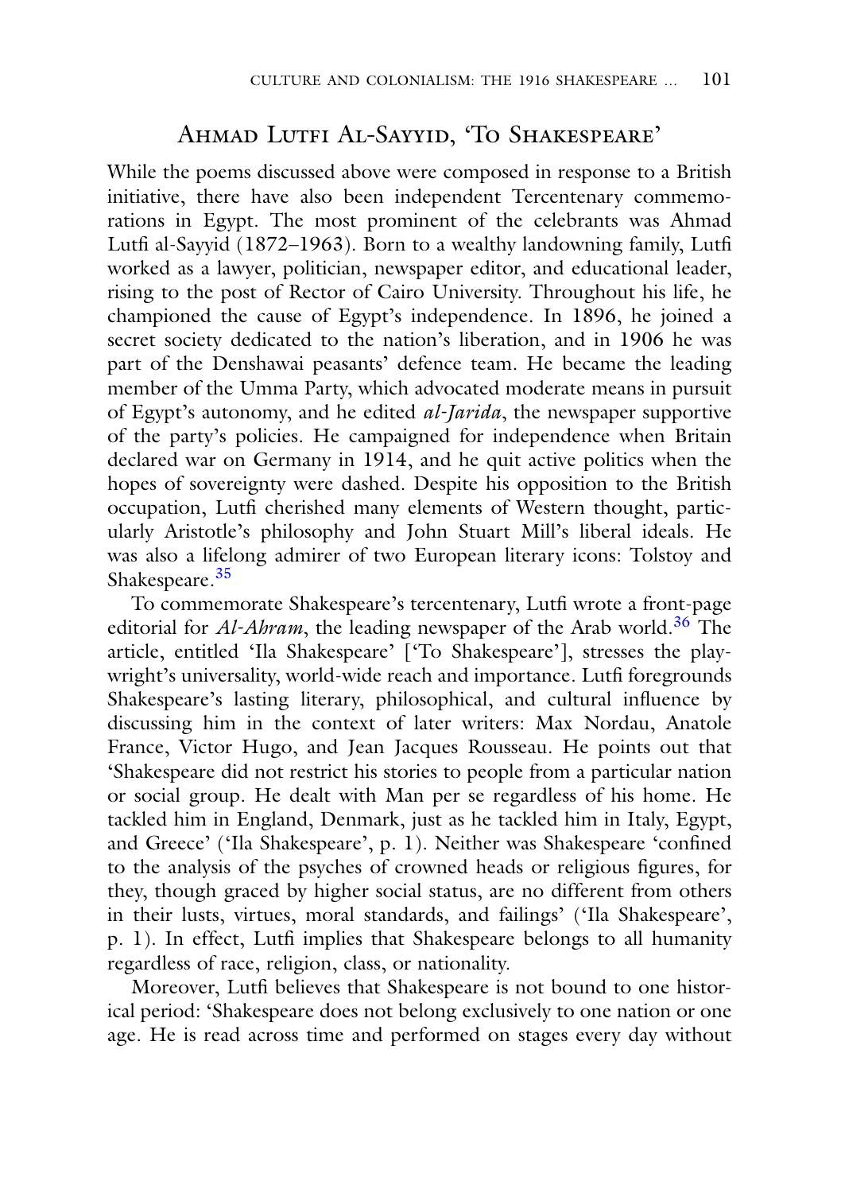## Ahmad Lutfi Al-Sayyid, 'To Shakespeare'

While the poems discussed above were composed in response to a British initiative, there have also been independent Tercentenary commemorations in Egypt. The most prominent of the celebrants was Ahmad Lutfi al-Sayyid (1872–1963). Born to a wealthy landowning family, Lutfi worked as a lawyer, politician, newspaper editor, and educational leader, rising to the post of Rector of Cairo University. Throughout his life, he championed the cause of Egypt's independence. In 1896, he joined a secret society dedicated to the nation's liberation, and in 1906 he was part of the Denshawai peasants' defence team. He became the leading member of the Umma Party, which advocated moderate means in pursuit of Egypt's autonomy, and he edited *al-Jarida*, the newspaper supportive of the party's policies. He campaigned for independence when Britain declared war on Germany in 1914, and he quit active politics when the hopes of sovereignty were dashed. Despite his opposition to the British occupation, Lutfi cherished many elements of Western thought, particularly Aristotle's philosophy and John Stuart Mill's liberal ideals. He was also a lifelong admirer of two European literary icons: Tolstoy and Shakespeare.[35]

To commemorate Shakespeare's tercentenary, Lutfi wrote a front-page editorial for *Al-Ahram*, the leading newspaper of the Arab world.[36] The article, entitled 'Ila Shakespeare' ['To Shakespeare'], stresses the playwright's universality, world-wide reach and importance. Lutfi foregrounds Shakespeare's lasting literary, philosophical, and cultural influence by discussing him in the context of later writers: Max Nordau, Anatole France, Victor Hugo, and Jean Jacques Rousseau. He points out that 'Shakespeare did not restrict his stories to people from a particular nation or social group. He dealt with Man per se regardless of his home. He tackled him in England, Denmark, just as he tackled him in Italy, Egypt, and Greece' ('Ila Shakespeare', p. 1). Neither was Shakespeare 'confined to the analysis of the psyches of crowned heads or religious figures, for they, though graced by higher social status, are no different from others in their lusts, virtues, moral standards, and failings' ('Ila Shakespeare', p. 1). In effect, Lutfi implies that Shakespeare belongs to all humanity regardless of race, religion, class, or nationality.

Moreover, Lutfi believes that Shakespeare is not bound to one historical period: 'Shakespeare does not belong exclusively to one nation or one age. He is read across time and performed on stages every day without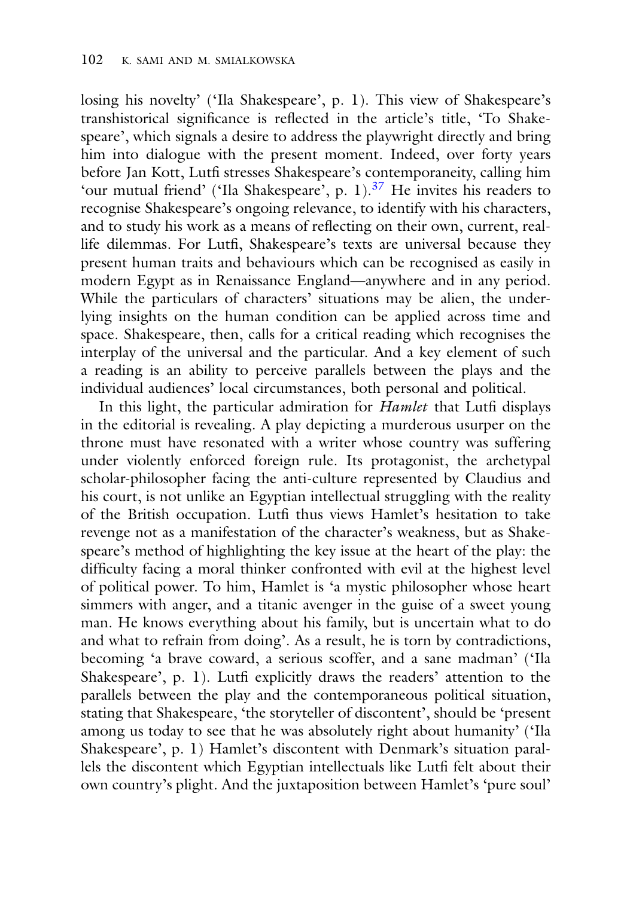losing his novelty' ('Ila Shakespeare', p. 1). This view of Shakespeare's transhistorical significance is reflected in the article's title, 'To Shakespeare', which signals a desire to address the playwright directly and bring him into dialogue with the present moment. Indeed, over forty years before Jan Kott, Lutfi stresses Shakespeare's contemporaneity, calling him 'our mutual friend' ('Ila Shakespeare', p. 1).[37] He invites his readers to recognise Shakespeare's ongoing relevance, to identify with his characters, and to study his work as a means of reflecting on their own, current, real-life dilemmas. For Lutfi, Shakespeare's texts are universal because they present human traits and behaviours which can be recognised as easily in modern Egypt as in Renaissance England—anywhere and in any period. While the particulars of characters' situations may be alien, the underlying insights on the human condition can be applied across time and space. Shakespeare, then, calls for a critical reading which recognises the interplay of the universal and the particular. And a key element of such a reading is an ability to perceive parallels between the plays and the individual audiences' local circumstances, both personal and political.

In this light, the particular admiration for *Hamlet* that Lutfi displays in the editorial is revealing. A play depicting a murderous usurper on the throne must have resonated with a writer whose country was suffering under violently enforced foreign rule. Its protagonist, the archetypal scholar-philosopher facing the anti-culture represented by Claudius and his court, is not unlike an Egyptian intellectual struggling with the reality of the British occupation. Lutfi thus views Hamlet's hesitation to take revenge not as a manifestation of the character's weakness, but as Shakespeare's method of highlighting the key issue at the heart of the play: the difficulty facing a moral thinker confronted with evil at the highest level of political power. To him, Hamlet is 'a mystic philosopher whose heart simmers with anger, and a titanic avenger in the guise of a sweet young man. He knows everything about his family, but is uncertain what to do and what to refrain from doing'. As a result, he is torn by contradictions, becoming 'a brave coward, a serious scoffer, and a sane madman' ('Ila Shakespeare', p. 1). Lutfi explicitly draws the readers' attention to the parallels between the play and the contemporaneous political situation, stating that Shakespeare, 'the storyteller of discontent', should be 'present among us today to see that he was absolutely right about humanity' ('Ila Shakespeare', p. 1) Hamlet's discontent with Denmark's situation parallels the discontent which Egyptian intellectuals like Lutfi felt about their own country's plight. And the juxtaposition between Hamlet's 'pure soul'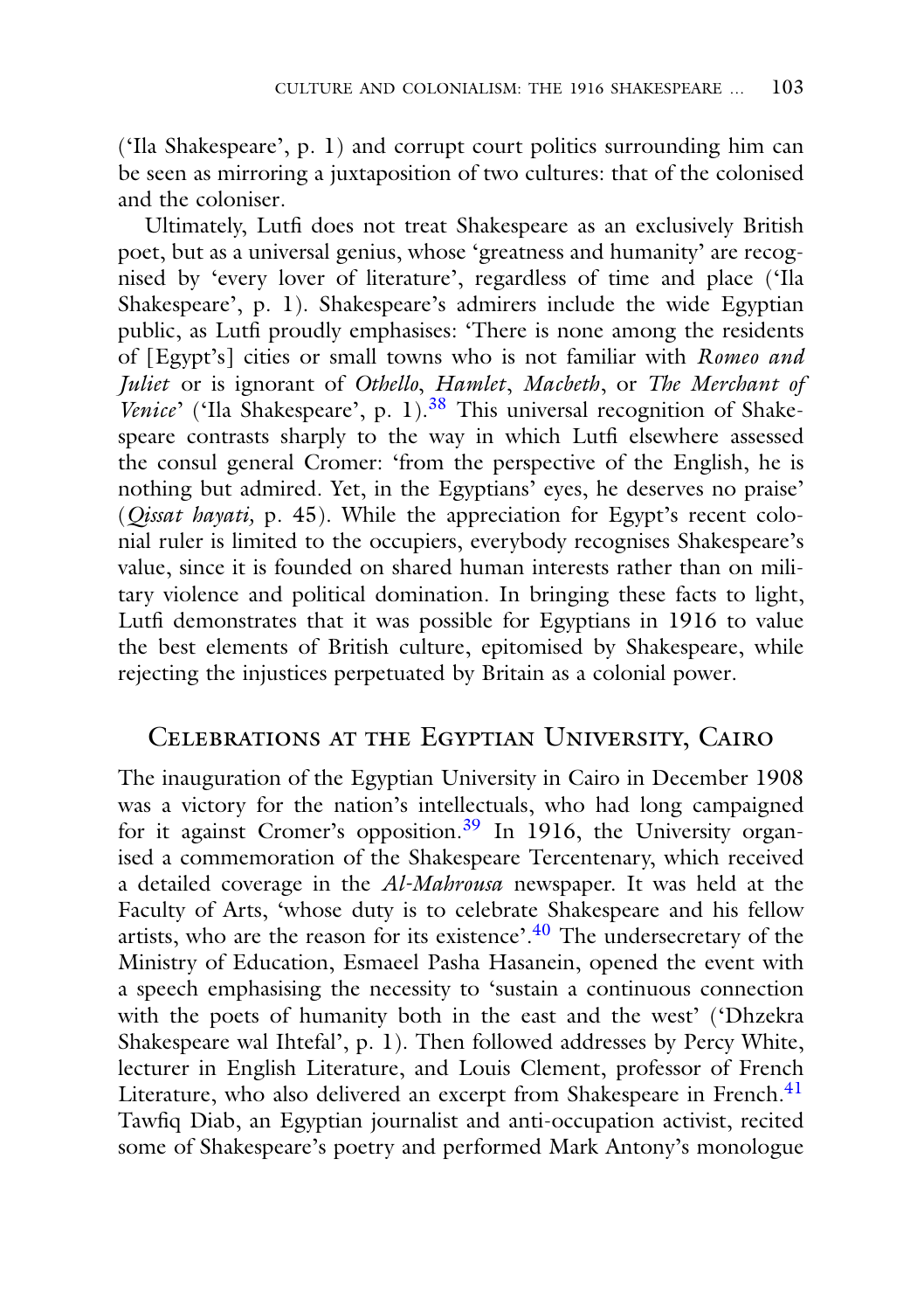('Ila Shakespeare', p. 1) and corrupt court politics surrounding him can be seen as mirroring a juxtaposition of two cultures: that of the colonised and the coloniser.

Ultimately, Lutfi does not treat Shakespeare as an exclusively British poet, but as a universal genius, whose 'greatness and humanity' are recognised by 'every lover of literature', regardless of time and place ('Ila Shakespeare', p. 1). Shakespeare's admirers include the wide Egyptian public, as Lutfi proudly emphasises: 'There is none among the residents of [Egypt's] cities or small towns who is not familiar with *Romeo and Juliet* or is ignorant of *Othello*, *Hamlet*, *Macbeth*, or *The Merchant of Venice*' ('Ila Shakespeare', p. 1).[38] This universal recognition of Shakespeare contrasts sharply to the way in which Lutfi elsewhere assessed the consul general Cromer: 'from the perspective of the English, he is nothing but admired. Yet, in the Egyptians' eyes, he deserves no praise' (*Qissat hayati*, p. 45). While the appreciation for Egypt's recent colonial ruler is limited to the occupiers, everybody recognises Shakespeare's value, since it is founded on shared human interests rather than on military violence and political domination. In bringing these facts to light, Lutfi demonstrates that it was possible for Egyptians in 1916 to value the best elements of British culture, epitomised by Shakespeare, while rejecting the injustices perpetuated by Britain as a colonial power.

## Celebrations at the Egyptian University, Cairo

The inauguration of the Egyptian University in Cairo in December 1908 was a victory for the nation's intellectuals, who had long campaigned for it against Cromer's opposition.[39] In 1916, the University organised a commemoration of the Shakespeare Tercentenary, which received a detailed coverage in the *Al-Mahrousa* newspaper. It was held at the Faculty of Arts, 'whose duty is to celebrate Shakespeare and his fellow artists, who are the reason for its existence'.[40] The undersecretary of the Ministry of Education, Esmaeel Pasha Hasanein, opened the event with a speech emphasising the necessity to 'sustain a continuous connection with the poets of humanity both in the east and the west' ('Dhzekra Shakespeare wal Ihtefal', p. 1). Then followed addresses by Percy White, lecturer in English Literature, and Louis Clement, professor of French Literature, who also delivered an excerpt from Shakespeare in French.[41] Tawfiq Diab, an Egyptian journalist and anti-occupation activist, recited some of Shakespeare's poetry and performed Mark Antony's monologue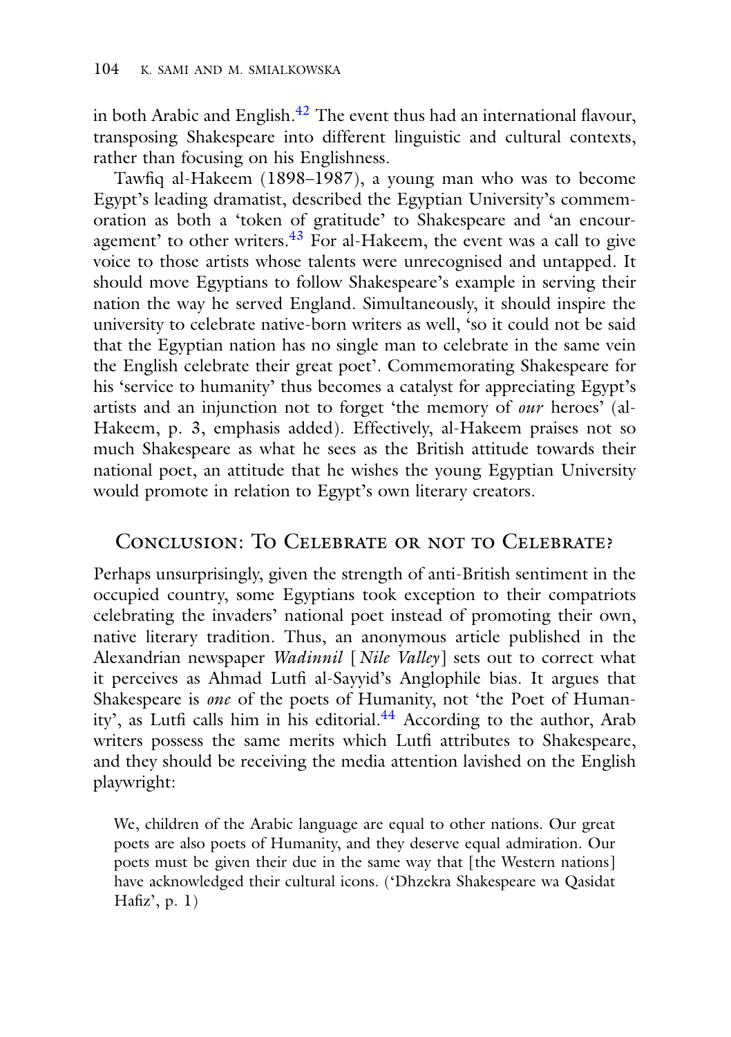in both Arabic and English.[42] The event thus had an international flavour, transposing Shakespeare into different linguistic and cultural contexts, rather than focusing on his Englishness.

Tawfiq al-Hakeem (1898–1987), a young man who was to become Egypt's leading dramatist, described the Egyptian University's commemoration as both a 'token of gratitude' to Shakespeare and 'an encouragement' to other writers.[43] For al-Hakeem, the event was a call to give voice to those artists whose talents were unrecognised and untapped. It should move Egyptians to follow Shakespeare's example in serving their nation the way he served England. Simultaneously, it should inspire the university to celebrate native-born writers as well, 'so it could not be said that the Egyptian nation has no single man to celebrate in the same vein the English celebrate their great poet'. Commemorating Shakespeare for his 'service to humanity' thus becomes a catalyst for appreciating Egypt's artists and an injunction not to forget 'the memory of *our* heroes' (al-Hakeem, p. 3, emphasis added). Effectively, al-Hakeem praises not so much Shakespeare as what he sees as the British attitude towards their national poet, an attitude that he wishes the young Egyptian University would promote in relation to Egypt's own literary creators.

## Conclusion: To Celebrate or not to Celebrate?

Perhaps unsurprisingly, given the strength of anti-British sentiment in the occupied country, some Egyptians took exception to their compatriots celebrating the invaders' national poet instead of promoting their own, native literary tradition. Thus, an anonymous article published in the Alexandrian newspaper *Wadinnil* [*Nile Valley*] sets out to correct what it perceives as Ahmad Lutfi al-Sayyid's Anglophile bias. It argues that Shakespeare is *one* of the poets of Humanity, not 'the Poet of Humanity', as Lutfi calls him in his editorial.[44] According to the author, Arab writers possess the same merits which Lutfi attributes to Shakespeare, and they should be receiving the media attention lavished on the English playwright:

> We, children of the Arabic language are equal to other nations. Our great poets are also poets of Humanity, and they deserve equal admiration. Our poets must be given their due in the same way that [the Western nations] have acknowledged their cultural icons. ('Dhzekra Shakespeare wa Qasidat Hafiz', p. 1)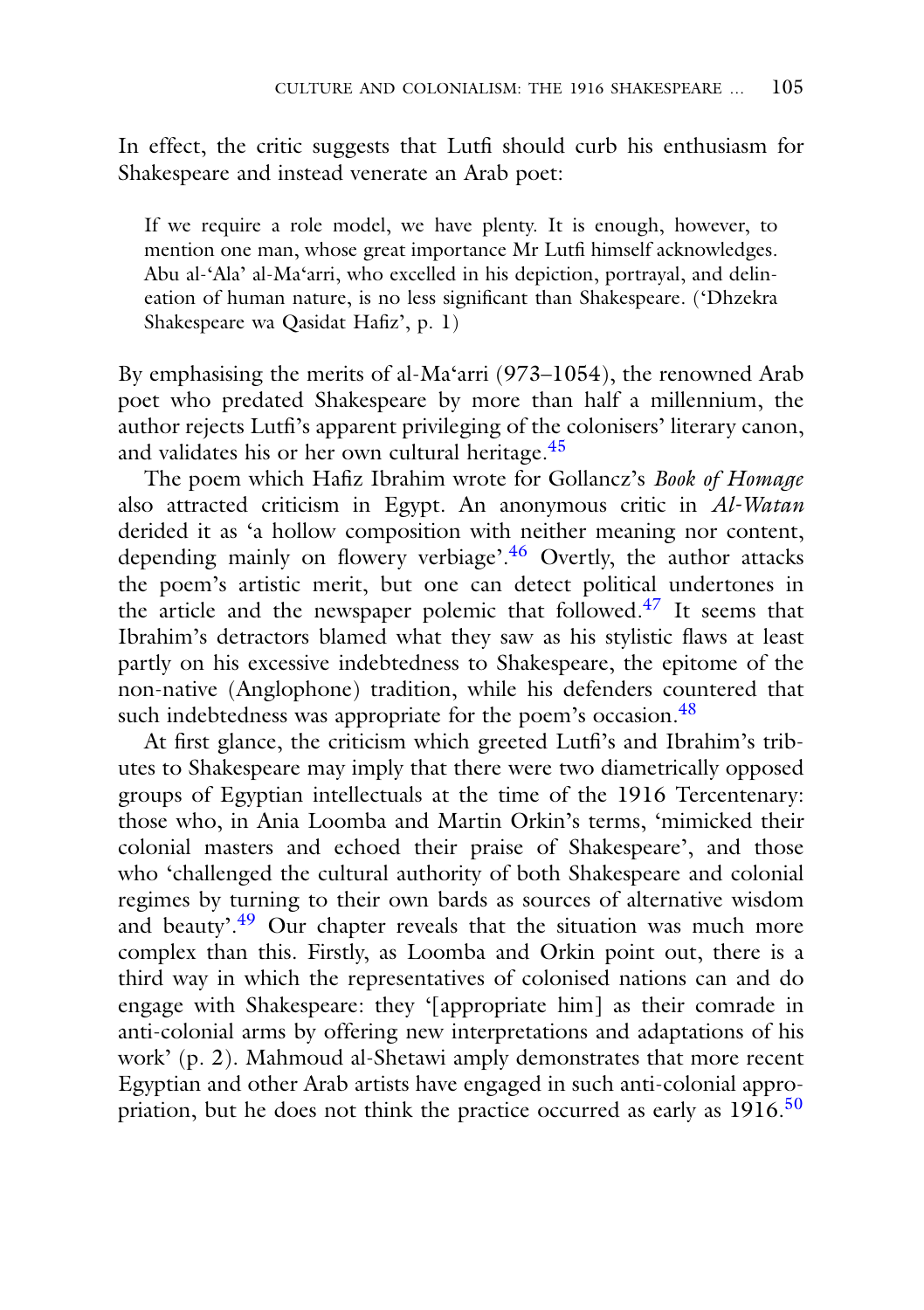In effect, the critic suggests that Lutfi should curb his enthusiasm for Shakespeare and instead venerate an Arab poet:

> If we require a role model, we have plenty. It is enough, however, to mention one man, whose great importance Mr Lutfi himself acknowledges. Abu al-'Ala' al-Ma'arri, who excelled in his depiction, portrayal, and delineation of human nature, is no less significant than Shakespeare. ('Dhzekra Shakespeare wa Qasidat Hafiz', p. 1)

By emphasising the merits of al-Ma'arri (973–1054), the renowned Arab poet who predated Shakespeare by more than half a millennium, the author rejects Lutfi's apparent privileging of the colonisers' literary canon, and validates his or her own cultural heritage.[45]

The poem which Hafiz Ibrahim wrote for Gollancz's *Book of Homage* also attracted criticism in Egypt. An anonymous critic in *Al-Watan* derided it as 'a hollow composition with neither meaning nor content, depending mainly on flowery verbiage'.[46] Overtly, the author attacks the poem's artistic merit, but one can detect political undertones in the article and the newspaper polemic that followed.[47] It seems that Ibrahim's detractors blamed what they saw as his stylistic flaws at least partly on his excessive indebtedness to Shakespeare, the epitome of the non-native (Anglophone) tradition, while his defenders countered that such indebtedness was appropriate for the poem's occasion.[48]

At first glance, the criticism which greeted Lutfi's and Ibrahim's tributes to Shakespeare may imply that there were two diametrically opposed groups of Egyptian intellectuals at the time of the 1916 Tercentenary: those who, in Ania Loomba and Martin Orkin's terms, 'mimicked their colonial masters and echoed their praise of Shakespeare', and those who 'challenged the cultural authority of both Shakespeare and colonial regimes by turning to their own bards as sources of alternative wisdom and beauty'.[49] Our chapter reveals that the situation was much more complex than this. Firstly, as Loomba and Orkin point out, there is a third way in which the representatives of colonised nations can and do engage with Shakespeare: they '[appropriate him] as their comrade in anti-colonial arms by offering new interpretations and adaptations of his work' (p. 2). Mahmoud al-Shetawi amply demonstrates that more recent Egyptian and other Arab artists have engaged in such anti-colonial appropriation, but he does not think the practice occurred as early as 1916.[50]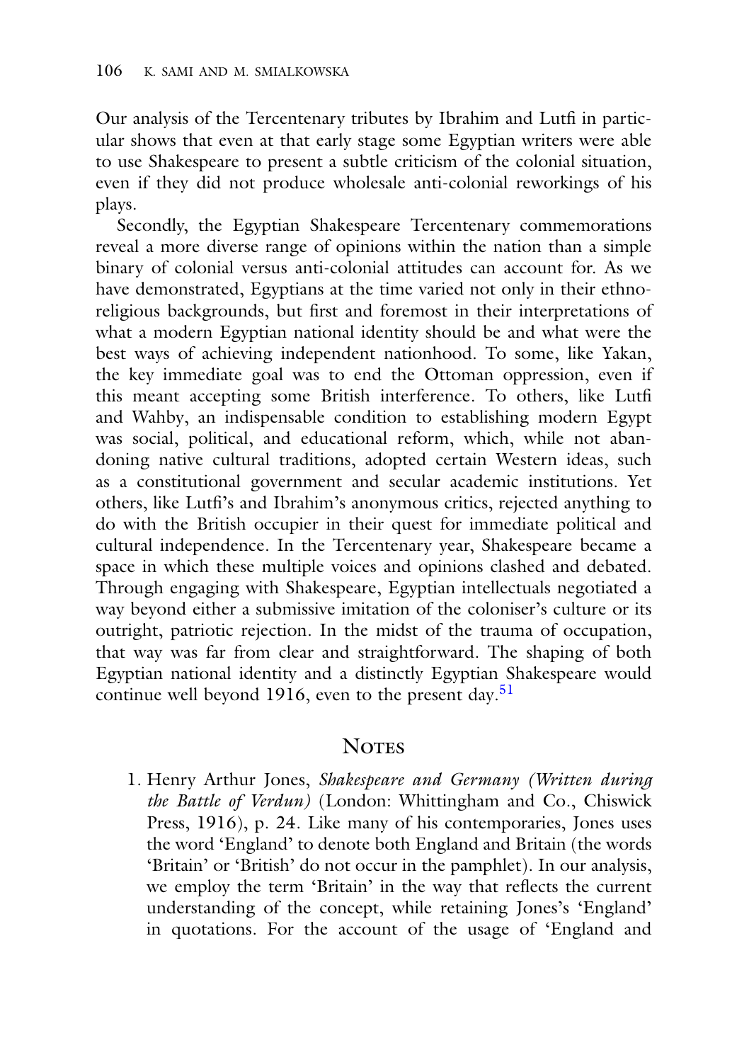Our analysis of the Tercentenary tributes by Ibrahim and Lutfi in particular shows that even at that early stage some Egyptian writers were able to use Shakespeare to present a subtle criticism of the colonial situation, even if they did not produce wholesale anti-colonial reworkings of his plays.

Secondly, the Egyptian Shakespeare Tercentenary commemorations reveal a more diverse range of opinions within the nation than a simple binary of colonial versus anti-colonial attitudes can account for. As we have demonstrated, Egyptians at the time varied not only in their ethno-religious backgrounds, but first and foremost in their interpretations of what a modern Egyptian national identity should be and what were the best ways of achieving independent nationhood. To some, like Yakan, the key immediate goal was to end the Ottoman oppression, even if this meant accepting some British interference. To others, like Lutfi and Wahby, an indispensable condition to establishing modern Egypt was social, political, and educational reform, which, while not abandoning native cultural traditions, adopted certain Western ideas, such as a constitutional government and secular academic institutions. Yet others, like Lutfi's and Ibrahim's anonymous critics, rejected anything to do with the British occupier in their quest for immediate political and cultural independence. In the Tercentenary year, Shakespeare became a space in which these multiple voices and opinions clashed and debated. Through engaging with Shakespeare, Egyptian intellectuals negotiated a way beyond either a submissive imitation of the coloniser's culture or its outright, patriotic rejection. In the midst of the trauma of occupation, that way was far from clear and straightforward. The shaping of both Egyptian national identity and a distinctly Egyptian Shakespeare would continue well beyond 1916, even to the present day.[51]

## Notes

1. Henry Arthur Jones, *Shakespeare and Germany (Written during the Battle of Verdun)* (London: Whittingham and Co., Chiswick Press, 1916), p. 24. Like many of his contemporaries, Jones uses the word 'England' to denote both England and Britain (the words 'Britain' or 'British' do not occur in the pamphlet). In our analysis, we employ the term 'Britain' in the way that reflects the current understanding of the concept, while retaining Jones's 'England' in quotations. For the account of the usage of 'England and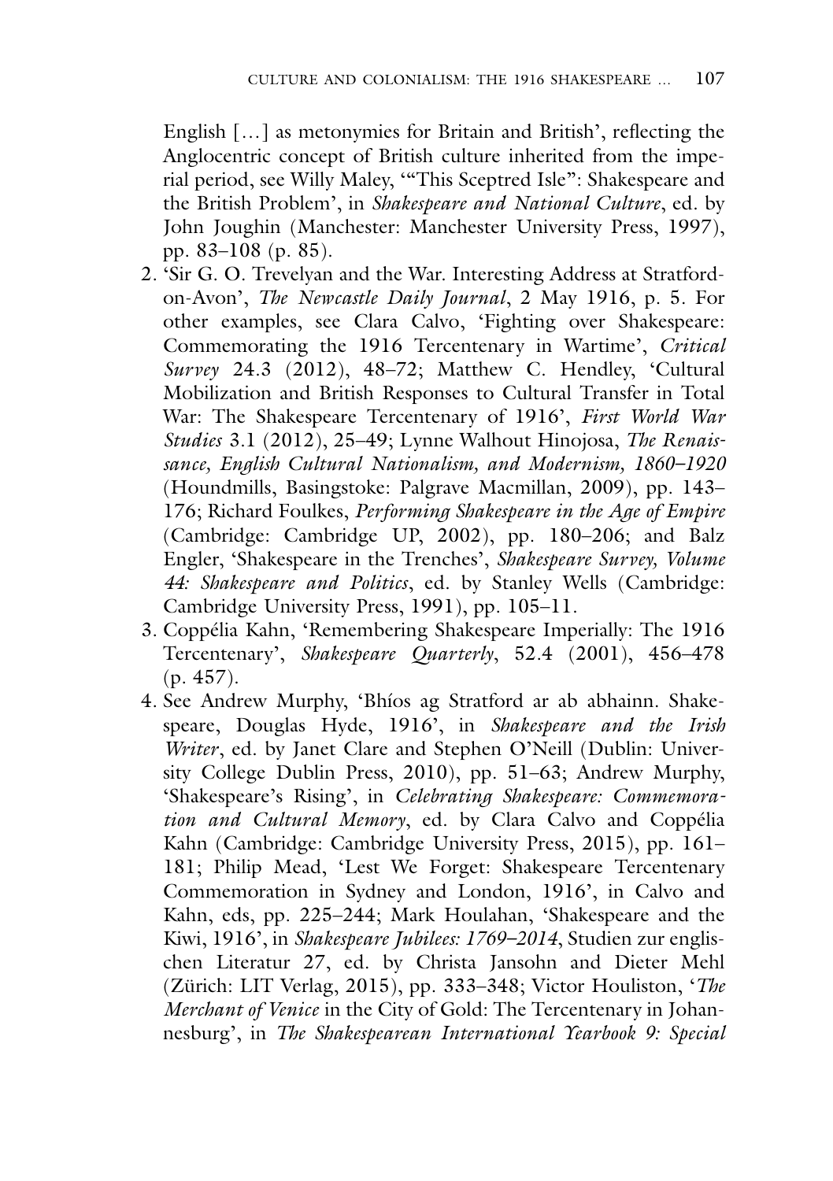English […] as metonymies for Britain and British', reflecting the Anglocentric concept of British culture inherited from the imperial period, see Willy Maley, '"This Sceptred Isle": Shakespeare and the British Problem', in *Shakespeare and National Culture*, ed. by John Joughin (Manchester: Manchester University Press, 1997), pp. 83–108 (p. 85).

2. 'Sir G. O. Trevelyan and the War. Interesting Address at Stratford-on-Avon', *The Newcastle Daily Journal*, 2 May 1916, p. 5. For other examples, see Clara Calvo, 'Fighting over Shakespeare: Commemorating the 1916 Tercentenary in Wartime', *Critical Survey* 24.3 (2012), 48–72; Matthew C. Hendley, 'Cultural Mobilization and British Responses to Cultural Transfer in Total War: The Shakespeare Tercentenary of 1916', *First World War Studies* 3.1 (2012), 25–49; Lynne Walhout Hinojosa, *The Renaissance, English Cultural Nationalism, and Modernism, 1860–1920* (Houndmills, Basingstoke: Palgrave Macmillan, 2009), pp. 143–176; Richard Foulkes, *Performing Shakespeare in the Age of Empire* (Cambridge: Cambridge UP, 2002), pp. 180–206; and Balz Engler, 'Shakespeare in the Trenches', *Shakespeare Survey, Volume 44: Shakespeare and Politics*, ed. by Stanley Wells (Cambridge: Cambridge University Press, 1991), pp. 105–11.
3. Coppélia Kahn, 'Remembering Shakespeare Imperially: The 1916 Tercentenary', *Shakespeare Quarterly*, 52.4 (2001), 456–478 (p. 457).
4. See Andrew Murphy, 'Bhíos ag Stratford ar ab abhainn. Shakespeare, Douglas Hyde, 1916', in *Shakespeare and the Irish Writer*, ed. by Janet Clare and Stephen O'Neill (Dublin: University College Dublin Press, 2010), pp. 51–63; Andrew Murphy, 'Shakespeare's Rising', in *Celebrating Shakespeare: Commemoration and Cultural Memory*, ed. by Clara Calvo and Coppélia Kahn (Cambridge: Cambridge University Press, 2015), pp. 161–181; Philip Mead, 'Lest We Forget: Shakespeare Tercentenary Commemoration in Sydney and London, 1916', in Calvo and Kahn, eds, pp. 225–244; Mark Houlahan, 'Shakespeare and the Kiwi, 1916', in *Shakespeare Jubilees: 1769–2014*, Studien zur englischen Literatur 27, ed. by Christa Jansohn and Dieter Mehl (Zürich: LIT Verlag, 2015), pp. 333–348; Victor Houliston, '*The Merchant of Venice* in the City of Gold: The Tercentenary in Johannesburg', in *The Shakespearean International Yearbook 9: Special*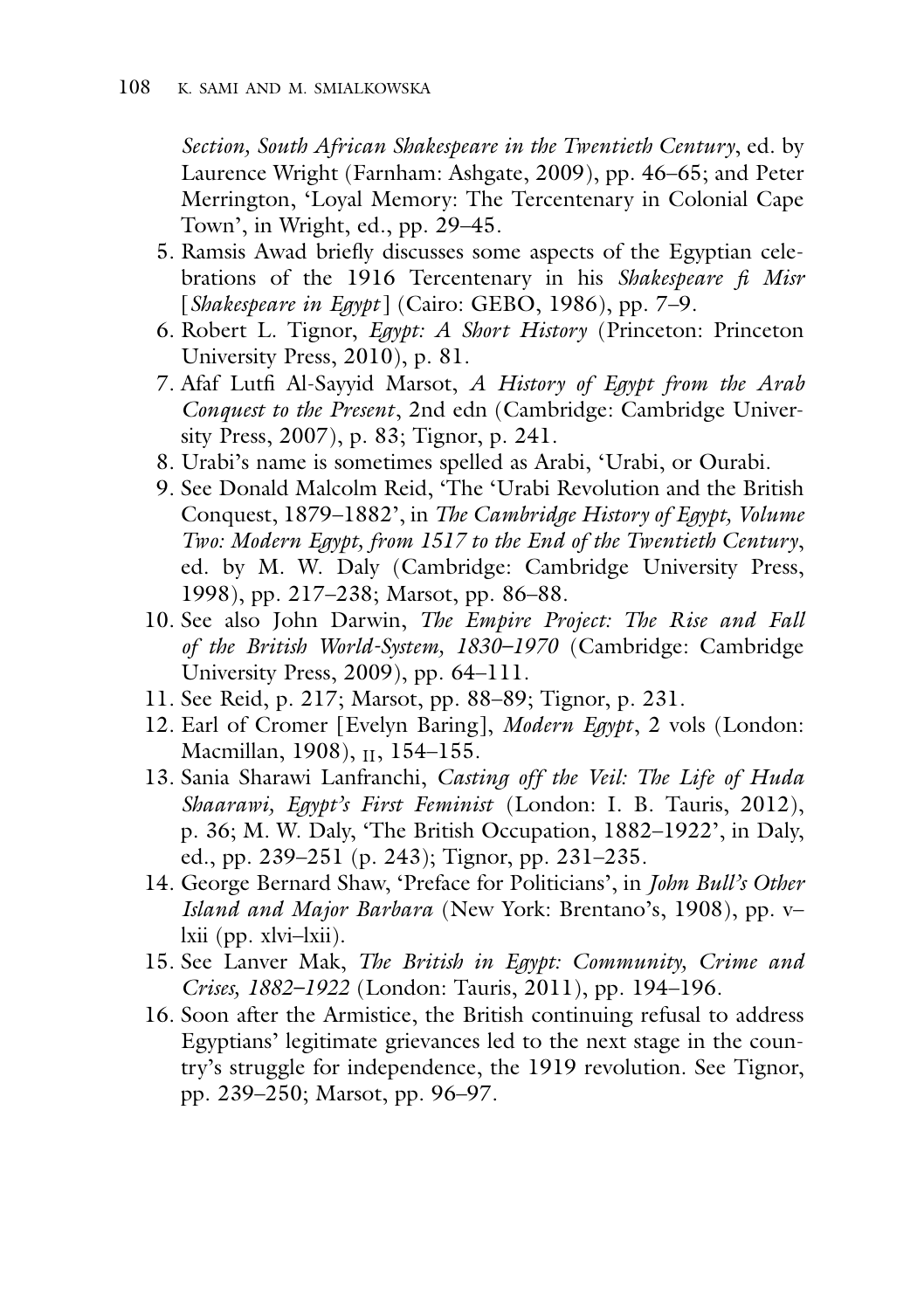*Section, South African Shakespeare in the Twentieth Century*, ed. by Laurence Wright (Farnham: Ashgate, 2009), pp. 46–65; and Peter Merrington, 'Loyal Memory: The Tercentenary in Colonial Cape Town', in Wright, ed., pp. 29–45.

5. Ramsis Awad briefly discusses some aspects of the Egyptian celebrations of the 1916 Tercentenary in his *Shakespeare fi Misr* [*Shakespeare in Egypt*] (Cairo: GEBO, 1986), pp. 7–9.
6. Robert L. Tignor, *Egypt: A Short History* (Princeton: Princeton University Press, 2010), p. 81.
7. Afaf Lutfi Al-Sayyid Marsot, *A History of Egypt from the Arab Conquest to the Present*, 2nd edn (Cambridge: Cambridge University Press, 2007), p. 83; Tignor, p. 241.
8. Urabi's name is sometimes spelled as Arabi, 'Urabi, or Ourabi.
9. See Donald Malcolm Reid, 'The 'Urabi Revolution and the British Conquest, 1879–1882', in *The Cambridge History of Egypt, Volume Two: Modern Egypt, from 1517 to the End of the Twentieth Century*, ed. by M. W. Daly (Cambridge: Cambridge University Press, 1998), pp. 217–238; Marsot, pp. 86–88.
10. See also John Darwin, *The Empire Project: The Rise and Fall of the British World-System, 1830–1970* (Cambridge: Cambridge University Press, 2009), pp. 64–111.
11. See Reid, p. 217; Marsot, pp. 88–89; Tignor, p. 231.
12. Earl of Cromer [Evelyn Baring], *Modern Egypt*, 2 vols (London: Macmillan, 1908), II, 154–155.
13. Sania Sharawi Lanfranchi, *Casting off the Veil: The Life of Huda Shaarawi, Egypt's First Feminist* (London: I. B. Tauris, 2012), p. 36; M. W. Daly, 'The British Occupation, 1882–1922', in Daly, ed., pp. 239–251 (p. 243); Tignor, pp. 231–235.
14. George Bernard Shaw, 'Preface for Politicians', in *John Bull's Other Island and Major Barbara* (New York: Brentano's, 1908), pp. v–lxii (pp. xlvi–lxii).
15. See Lanver Mak, *The British in Egypt: Community, Crime and Crises, 1882–1922* (London: Tauris, 2011), pp. 194–196.
16. Soon after the Armistice, the British continuing refusal to address Egyptians' legitimate grievances led to the next stage in the country's struggle for independence, the 1919 revolution. See Tignor, pp. 239–250; Marsot, pp. 96–97.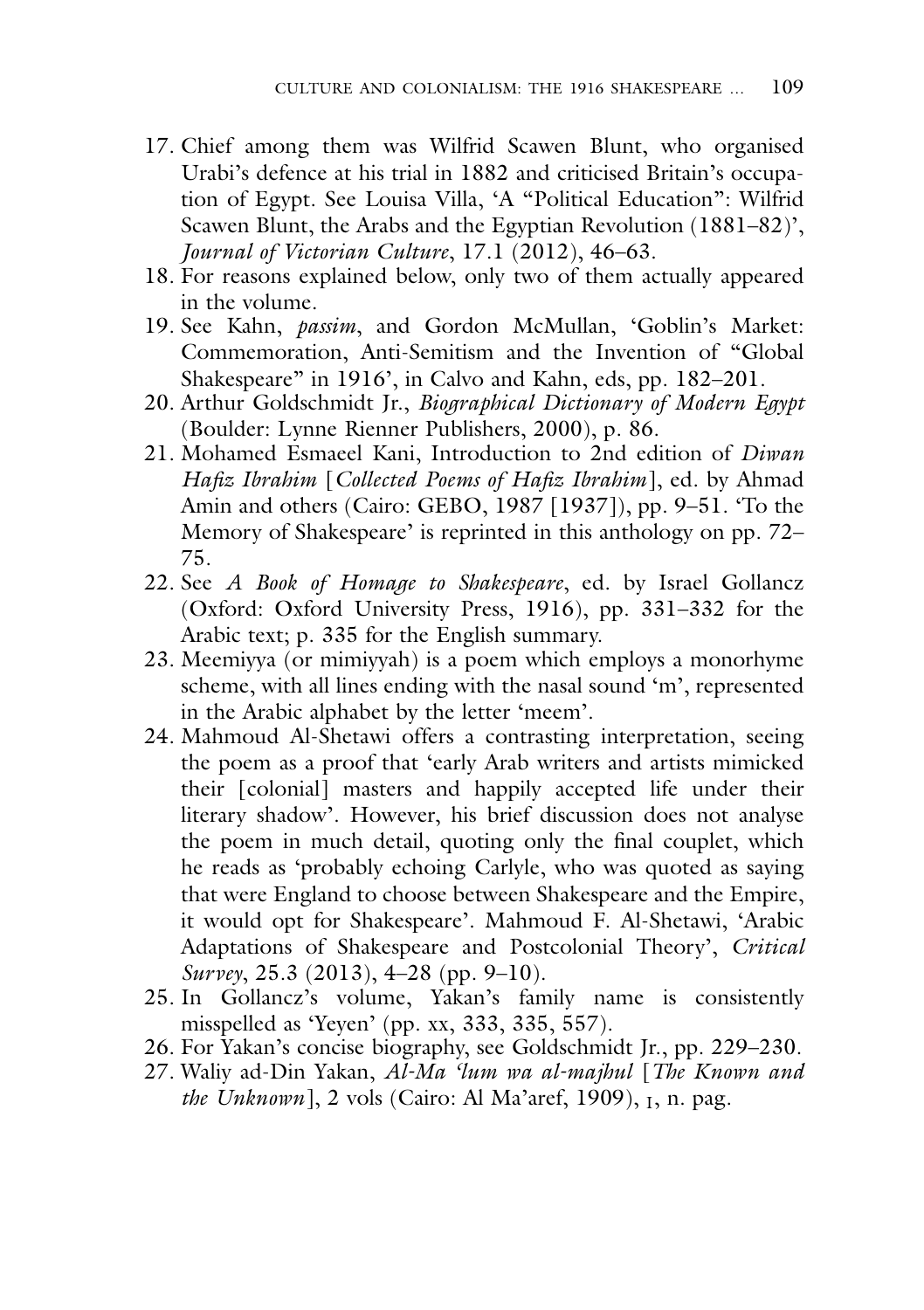17. Chief among them was Wilfrid Scawen Blunt, who organised Urabi's defence at his trial in 1882 and criticised Britain's occupation of Egypt. See Louisa Villa, 'A "Political Education": Wilfrid Scawen Blunt, the Arabs and the Egyptian Revolution (1881–82)', *Journal of Victorian Culture*, 17.1 (2012), 46–63.
18. For reasons explained below, only two of them actually appeared in the volume.
19. See Kahn, *passim*, and Gordon McMullan, 'Goblin's Market: Commemoration, Anti-Semitism and the Invention of "Global Shakespeare" in 1916', in Calvo and Kahn, eds, pp. 182–201.
20. Arthur Goldschmidt Jr., *Biographical Dictionary of Modern Egypt* (Boulder: Lynne Rienner Publishers, 2000), p. 86.
21. Mohamed Esmaeel Kani, Introduction to 2nd edition of *Diwan Hafiz Ibrahim* [*Collected Poems of Hafiz Ibrahim*], ed. by Ahmad Amin and others (Cairo: GEBO, 1987 [1937]), pp. 9–51. 'To the Memory of Shakespeare' is reprinted in this anthology on pp. 72–75.
22. See *A Book of Homage to Shakespeare*, ed. by Israel Gollancz (Oxford: Oxford University Press, 1916), pp. 331–332 for the Arabic text; p. 335 for the English summary.
23. Meemiyya (or mimiyyah) is a poem which employs a monorhyme scheme, with all lines ending with the nasal sound 'm', represented in the Arabic alphabet by the letter 'meem'.
24. Mahmoud Al-Shetawi offers a contrasting interpretation, seeing the poem as a proof that 'early Arab writers and artists mimicked their [colonial] masters and happily accepted life under their literary shadow'. However, his brief discussion does not analyse the poem in much detail, quoting only the final couplet, which he reads as 'probably echoing Carlyle, who was quoted as saying that were England to choose between Shakespeare and the Empire, it would opt for Shakespeare'. Mahmoud F. Al-Shetawi, 'Arabic Adaptations of Shakespeare and Postcolonial Theory', *Critical Survey*, 25.3 (2013), 4–28 (pp. 9–10).
25. In Gollancz's volume, Yakan's family name is consistently misspelled as 'Yeyen' (pp. xx, 333, 335, 557).
26. For Yakan's concise biography, see Goldschmidt Jr., pp. 229–230.
27. Waliy ad-Din Yakan, *Al-Ma 'lum wa al-majhul* [*The Known and the Unknown*], 2 vols (Cairo: Al Ma'aref, 1909), I, n. pag.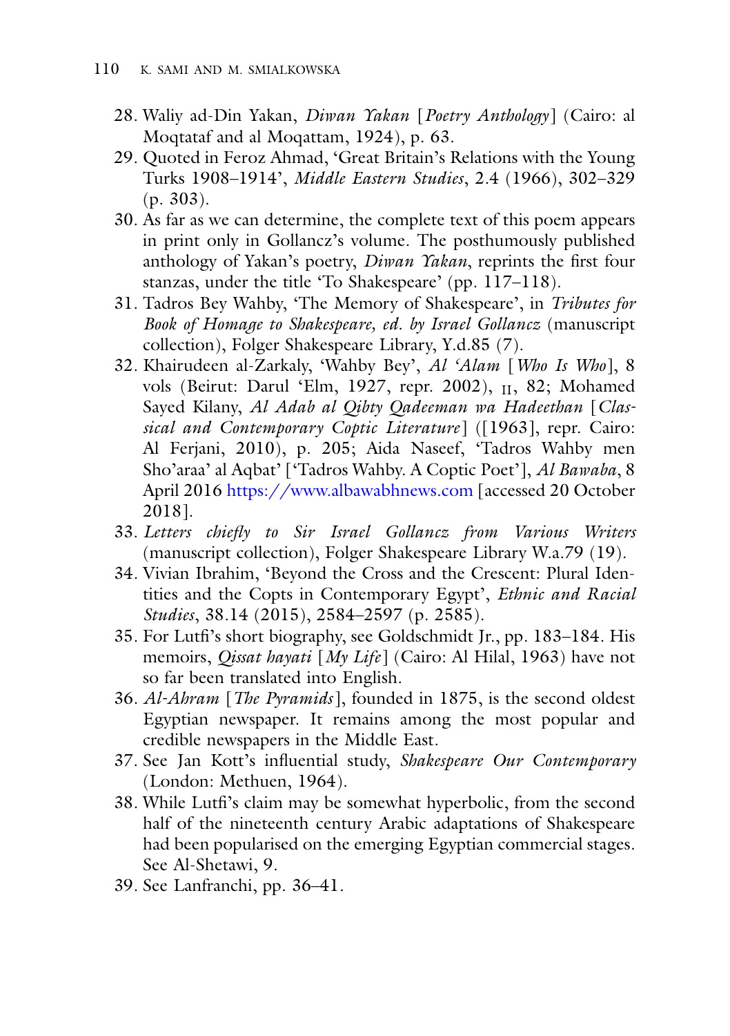28. Waliy ad-Din Yakan, *Diwan Yakan* [*Poetry Anthology*] (Cairo: al Moqtataf and al Moqattam, 1924), p. 63.
29. Quoted in Feroz Ahmad, 'Great Britain's Relations with the Young Turks 1908–1914', *Middle Eastern Studies*, 2.4 (1966), 302–329 (p. 303).
30. As far as we can determine, the complete text of this poem appears in print only in Gollancz's volume. The posthumously published anthology of Yakan's poetry, *Diwan Yakan*, reprints the first four stanzas, under the title 'To Shakespeare' (pp. 117–118).
31. Tadros Bey Wahby, 'The Memory of Shakespeare', in *Tributes for Book of Homage to Shakespeare, ed. by Israel Gollancz* (manuscript collection), Folger Shakespeare Library, Y.d.85 (7).
32. Khairudeen al-Zarkaly, 'Wahby Bey', *Al 'Alam* [*Who Is Who*], 8 vols (Beirut: Darul 'Elm, 1927, repr. 2002), II, 82; Mohamed Sayed Kilany, *Al Adab al Qibty Qadeeman wa Hadeethan* [*Classical and Contemporary Coptic Literature*] ([1963], repr. Cairo: Al Ferjani, 2010), p. 205; Aida Naseef, 'Tadros Wahby men Sho'araa' al Aqbat' ['Tadros Wahby. A Coptic Poet'], *Al Bawaba*, 8 April 2016 https://www.albawabhnews.com [accessed 20 October 2018].
33. *Letters chiefly to Sir Israel Gollancz from Various Writers* (manuscript collection), Folger Shakespeare Library W.a.79 (19).
34. Vivian Ibrahim, 'Beyond the Cross and the Crescent: Plural Identities and the Copts in Contemporary Egypt', *Ethnic and Racial Studies*, 38.14 (2015), 2584–2597 (p. 2585).
35. For Lutfi's short biography, see Goldschmidt Jr., pp. 183–184. His memoirs, *Qissat hayati* [*My Life*] (Cairo: Al Hilal, 1963) have not so far been translated into English.
36. *Al-Ahram* [*The Pyramids*], founded in 1875, is the second oldest Egyptian newspaper. It remains among the most popular and credible newspapers in the Middle East.
37. See Jan Kott's influential study, *Shakespeare Our Contemporary* (London: Methuen, 1964).
38. While Lutfi's claim may be somewhat hyperbolic, from the second half of the nineteenth century Arabic adaptations of Shakespeare had been popularised on the emerging Egyptian commercial stages. See Al-Shetawi, 9.
39. See Lanfranchi, pp. 36–41.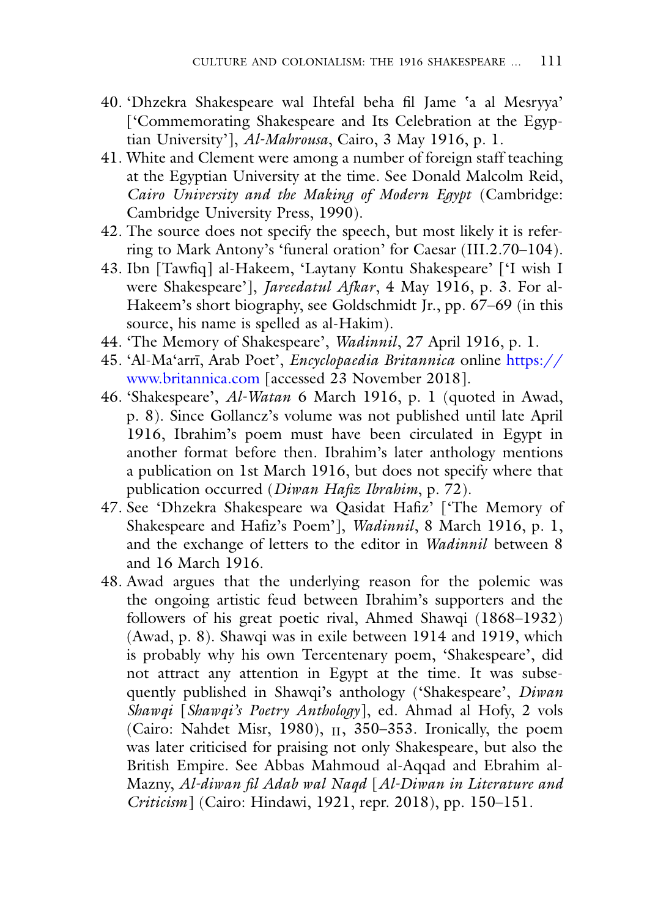40. 'Dhzekra Shakespeare wal Ihtefal beha fil Jame ʿa al Mesryya' ['Commemorating Shakespeare and Its Celebration at the Egyptian University'], *Al-Mahrousa*, Cairo, 3 May 1916, p. 1.
41. White and Clement were among a number of foreign staff teaching at the Egyptian University at the time. See Donald Malcolm Reid, *Cairo University and the Making of Modern Egypt* (Cambridge: Cambridge University Press, 1990).
42. The source does not specify the speech, but most likely it is referring to Mark Antony's 'funeral oration' for Caesar (III.2.70–104).
43. Ibn [Tawfiq] al-Hakeem, 'Laytany Kontu Shakespeare' ['I wish I were Shakespeare'], *Jareedatul Afkar*, 4 May 1916, p. 3. For al-Hakeem's short biography, see Goldschmidt Jr., pp. 67–69 (in this source, his name is spelled as al-Hakim).
44. 'The Memory of Shakespeare', *Wadinnil*, 27 April 1916, p. 1.
45. 'Al-Ma'arrī, Arab Poet', *Encyclopaedia Britannica* online https://www.britannica.com [accessed 23 November 2018].
46. 'Shakespeare', *Al-Watan* 6 March 1916, p. 1 (quoted in Awad, p. 8). Since Gollancz's volume was not published until late April 1916, Ibrahim's poem must have been circulated in Egypt in another format before then. Ibrahim's later anthology mentions a publication on 1st March 1916, but does not specify where that publication occurred (*Diwan Hafiz Ibrahim*, p. 72).
47. See 'Dhzekra Shakespeare wa Qasidat Hafiz' ['The Memory of Shakespeare and Hafiz's Poem'], *Wadinnil*, 8 March 1916, p. 1, and the exchange of letters to the editor in *Wadinnil* between 8 and 16 March 1916.
48. Awad argues that the underlying reason for the polemic was the ongoing artistic feud between Ibrahim's supporters and the followers of his great poetic rival, Ahmed Shawqi (1868–1932) (Awad, p. 8). Shawqi was in exile between 1914 and 1919, which is probably why his own Tercentenary poem, 'Shakespeare', did not attract any attention in Egypt at the time. It was subsequently published in Shawqi's anthology ('Shakespeare', *Diwan Shawqi* [*Shawqi's Poetry Anthology*], ed. Ahmad al Hofy, 2 vols (Cairo: Nahdet Misr, 1980), II, 350–353. Ironically, the poem was later criticised for praising not only Shakespeare, but also the British Empire. See Abbas Mahmoud al-Aqqad and Ebrahim al-Mazny, *Al-diwan fil Adab wal Naqd* [*Al-Diwan in Literature and Criticism*] (Cairo: Hindawi, 1921, repr. 2018), pp. 150–151.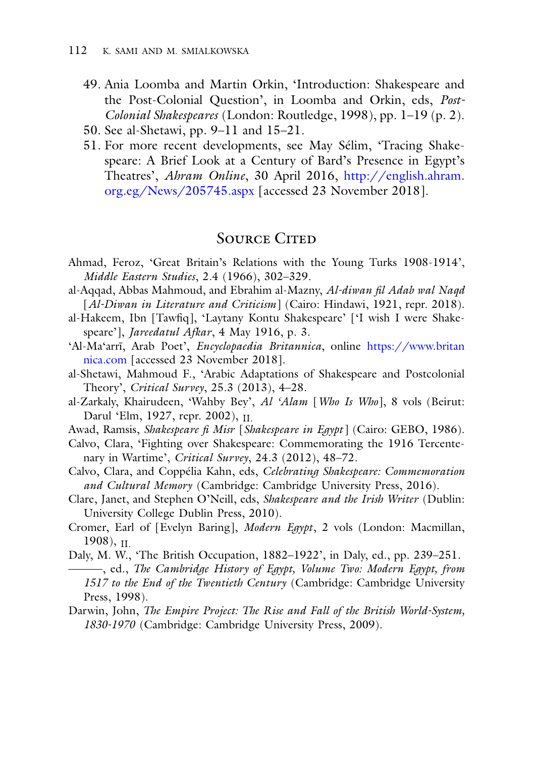49. Ania Loomba and Martin Orkin, 'Introduction: Shakespeare and the Post-Colonial Question', in Loomba and Orkin, eds, *Post-Colonial Shakespeares* (London: Routledge, 1998), pp. 1–19 (p. 2).
50. See al-Shetawi, pp. 9–11 and 15–21.
51. For more recent developments, see May Sélim, 'Tracing Shakespeare: A Brief Look at a Century of Bard's Presence in Egypt's Theatres', *Ahram Online*, 30 April 2016, http://english.ahram.org.eg/News/205745.aspx [accessed 23 November 2018].

## Source Cited

Ahmad, Feroz, 'Great Britain's Relations with the Young Turks 1908-1914', *Middle Eastern Studies*, 2.4 (1966), 302–329.

al-Aqqad, Abbas Mahmoud, and Ebrahim al-Mazny, *Al-diwan fil Adab wal Naqd* [*Al-Diwan in Literature and Criticism*] (Cairo: Hindawi, 1921, repr. 2018).

al-Hakeem, Ibn [Tawfiq], 'Laytany Kontu Shakespeare' ['I wish I were Shakespeare'], *Jareedatul Afkar*, 4 May 1916, p. 3.

'Al-Ma'arrī, Arab Poet', *Encyclopaedia Britannica*, online https://www.britannica.com [accessed 23 November 2018].

al-Shetawi, Mahmoud F., 'Arabic Adaptations of Shakespeare and Postcolonial Theory', *Critical Survey*, 25.3 (2013), 4–28.

al-Zarkaly, Khairudeen, 'Wahby Bey', *Al 'Alam* [*Who Is Who*], 8 vols (Beirut: Darul 'Elm, 1927, repr. 2002), II.

Awad, Ramsis, *Shakespeare fi Misr* [*Shakespeare in Egypt*] (Cairo: GEBO, 1986).

Calvo, Clara, 'Fighting over Shakespeare: Commemorating the 1916 Tercentenary in Wartime', *Critical Survey*, 24.3 (2012), 48–72.

Calvo, Clara, and Coppélia Kahn, eds, *Celebrating Shakespeare: Commemoration and Cultural Memory* (Cambridge: Cambridge University Press, 2016).

Clare, Janet, and Stephen O'Neill, eds, *Shakespeare and the Irish Writer* (Dublin: University College Dublin Press, 2010).

Cromer, Earl of [Evelyn Baring], *Modern Egypt*, 2 vols (London: Macmillan, 1908), II.

Daly, M. W., 'The British Occupation, 1882–1922', in Daly, ed., pp. 239–251.

———, ed., *The Cambridge History of Egypt, Volume Two: Modern Egypt, from 1517 to the End of the Twentieth Century* (Cambridge: Cambridge University Press, 1998).

Darwin, John, *The Empire Project: The Rise and Fall of the British World-System, 1830-1970* (Cambridge: Cambridge University Press, 2009).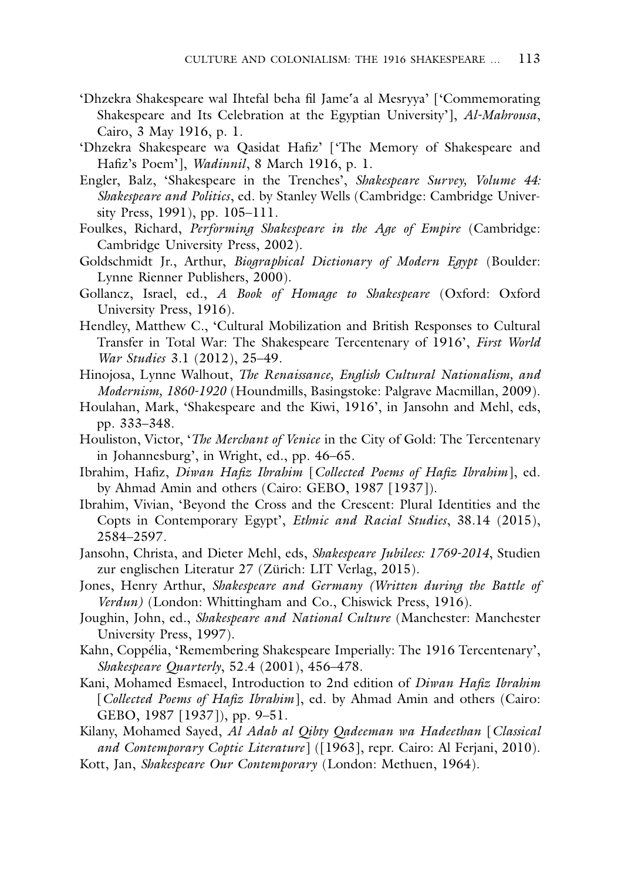'Dhzekra Shakespeare wal Ihtefal beha fil Jame'a al Mesryya' ['Commemorating Shakespeare and Its Celebration at the Egyptian University'], *Al-Mahrousa*, Cairo, 3 May 1916, p. 1.

'Dhzekra Shakespeare wa Qasidat Hafiz' ['The Memory of Shakespeare and Hafiz's Poem'], *Wadinnil*, 8 March 1916, p. 1.

Engler, Balz, 'Shakespeare in the Trenches', *Shakespeare Survey, Volume 44: Shakespeare and Politics*, ed. by Stanley Wells (Cambridge: Cambridge University Press, 1991), pp. 105–111.

Foulkes, Richard, *Performing Shakespeare in the Age of Empire* (Cambridge: Cambridge University Press, 2002).

Goldschmidt Jr., Arthur, *Biographical Dictionary of Modern Egypt* (Boulder: Lynne Rienner Publishers, 2000).

Gollancz, Israel, ed., *A Book of Homage to Shakespeare* (Oxford: Oxford University Press, 1916).

Hendley, Matthew C., 'Cultural Mobilization and British Responses to Cultural Transfer in Total War: The Shakespeare Tercentenary of 1916', *First World War Studies* 3.1 (2012), 25–49.

Hinojosa, Lynne Walhout, *The Renaissance, English Cultural Nationalism, and Modernism, 1860-1920* (Houndmills, Basingstoke: Palgrave Macmillan, 2009).

Houlahan, Mark, 'Shakespeare and the Kiwi, 1916', in Jansohn and Mehl, eds, pp. 333–348.

Houliston, Victor, '*The Merchant of Venice* in the City of Gold: The Tercentenary in Johannesburg', in Wright, ed., pp. 46–65.

Ibrahim, Hafiz, *Diwan Hafiz Ibrahim* [*Collected Poems of Hafiz Ibrahim*], ed. by Ahmad Amin and others (Cairo: GEBO, 1987 [1937]).

Ibrahim, Vivian, 'Beyond the Cross and the Crescent: Plural Identities and the Copts in Contemporary Egypt', *Ethnic and Racial Studies*, 38.14 (2015), 2584–2597.

Jansohn, Christa, and Dieter Mehl, eds, *Shakespeare Jubilees: 1769-2014*, Studien zur englischen Literatur 27 (Zürich: LIT Verlag, 2015).

Jones, Henry Arthur, *Shakespeare and Germany (Written during the Battle of Verdun)* (London: Whittingham and Co., Chiswick Press, 1916).

Joughin, John, ed., *Shakespeare and National Culture* (Manchester: Manchester University Press, 1997).

Kahn, Coppélia, 'Remembering Shakespeare Imperially: The 1916 Tercentenary', *Shakespeare Quarterly*, 52.4 (2001), 456–478.

Kani, Mohamed Esmaeel, Introduction to 2nd edition of *Diwan Hafiz Ibrahim* [*Collected Poems of Hafiz Ibrahim*], ed. by Ahmad Amin and others (Cairo: GEBO, 1987 [1937]), pp. 9–51.

Kilany, Mohamed Sayed, *Al Adab al Qibty Qadeeman wa Hadeethan* [*Classical and Contemporary Coptic Literature*] ([1963], repr. Cairo: Al Ferjani, 2010).

Kott, Jan, *Shakespeare Our Contemporary* (London: Methuen, 1964).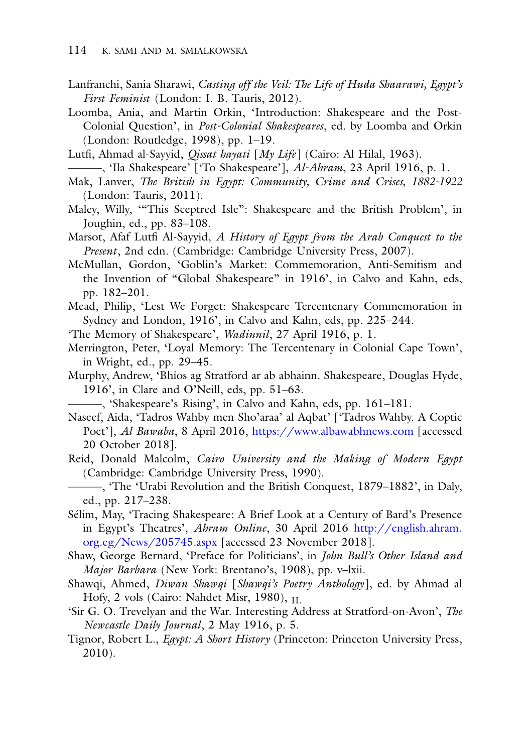Lanfranchi, Sania Sharawi, *Casting off the Veil: The Life of Huda Shaarawi, Egypt's First Feminist* (London: I. B. Tauris, 2012).

Loomba, Ania, and Martin Orkin, 'Introduction: Shakespeare and the Post-Colonial Question', in *Post-Colonial Shakespeares*, ed. by Loomba and Orkin (London: Routledge, 1998), pp. 1–19.

Lutfi, Ahmad al-Sayyid, *Qissat hayati* [*My Life*] (Cairo: Al Hilal, 1963).

———, 'Ila Shakespeare' ['To Shakespeare'], *Al-Ahram*, 23 April 1916, p. 1.

Mak, Lanver, *The British in Egypt: Community, Crime and Crises, 1882-1922* (London: Tauris, 2011).

Maley, Willy, '"This Sceptred Isle": Shakespeare and the British Problem', in Joughin, ed., pp. 83–108.

Marsot, Afaf Lutfi Al-Sayyid, *A History of Egypt from the Arab Conquest to the Present*, 2nd edn. (Cambridge: Cambridge University Press, 2007).

McMullan, Gordon, 'Goblin's Market: Commemoration, Anti-Semitism and the Invention of "Global Shakespeare" in 1916', in Calvo and Kahn, eds, pp. 182–201.

Mead, Philip, 'Lest We Forget: Shakespeare Tercentenary Commemoration in Sydney and London, 1916', in Calvo and Kahn, eds, pp. 225–244.

'The Memory of Shakespeare', *Wadinnil*, 27 April 1916, p. 1.

Merrington, Peter, 'Loyal Memory: The Tercentenary in Colonial Cape Town', in Wright, ed., pp. 29–45.

Murphy, Andrew, 'Bhíos ag Stratford ar ab abhainn. Shakespeare, Douglas Hyde, 1916', in Clare and O'Neill, eds, pp. 51–63.

———, 'Shakespeare's Rising', in Calvo and Kahn, eds, pp. 161–181.

Naseef, Aida, 'Tadros Wahby men Sho'araa' al Aqbat' ['Tadros Wahby. A Coptic Poet'], *Al Bawaba*, 8 April 2016, https://www.albawabhnews.com [accessed 20 October 2018].

Reid, Donald Malcolm, *Cairo University and the Making of Modern Egypt* (Cambridge: Cambridge University Press, 1990).

———, 'The 'Urabi Revolution and the British Conquest, 1879–1882', in Daly, ed., pp. 217–238.

Sélim, May, 'Tracing Shakespeare: A Brief Look at a Century of Bard's Presence in Egypt's Theatres', *Ahram Online*, 30 April 2016 http://english.ahram.org.eg/News/205745.aspx [accessed 23 November 2018].

Shaw, George Bernard, 'Preface for Politicians', in *John Bull's Other Island and Major Barbara* (New York: Brentano's, 1908), pp. v–lxii.

Shawqi, Ahmed, *Diwan Shawqi* [*Shawqi's Poetry Anthology*], ed. by Ahmad al Hofy, 2 vols (Cairo: Nahdet Misr, 1980), II.

'Sir G. O. Trevelyan and the War. Interesting Address at Stratford-on-Avon', *The Newcastle Daily Journal*, 2 May 1916, p. 5.

Tignor, Robert L., *Egypt: A Short History* (Princeton: Princeton University Press, 2010).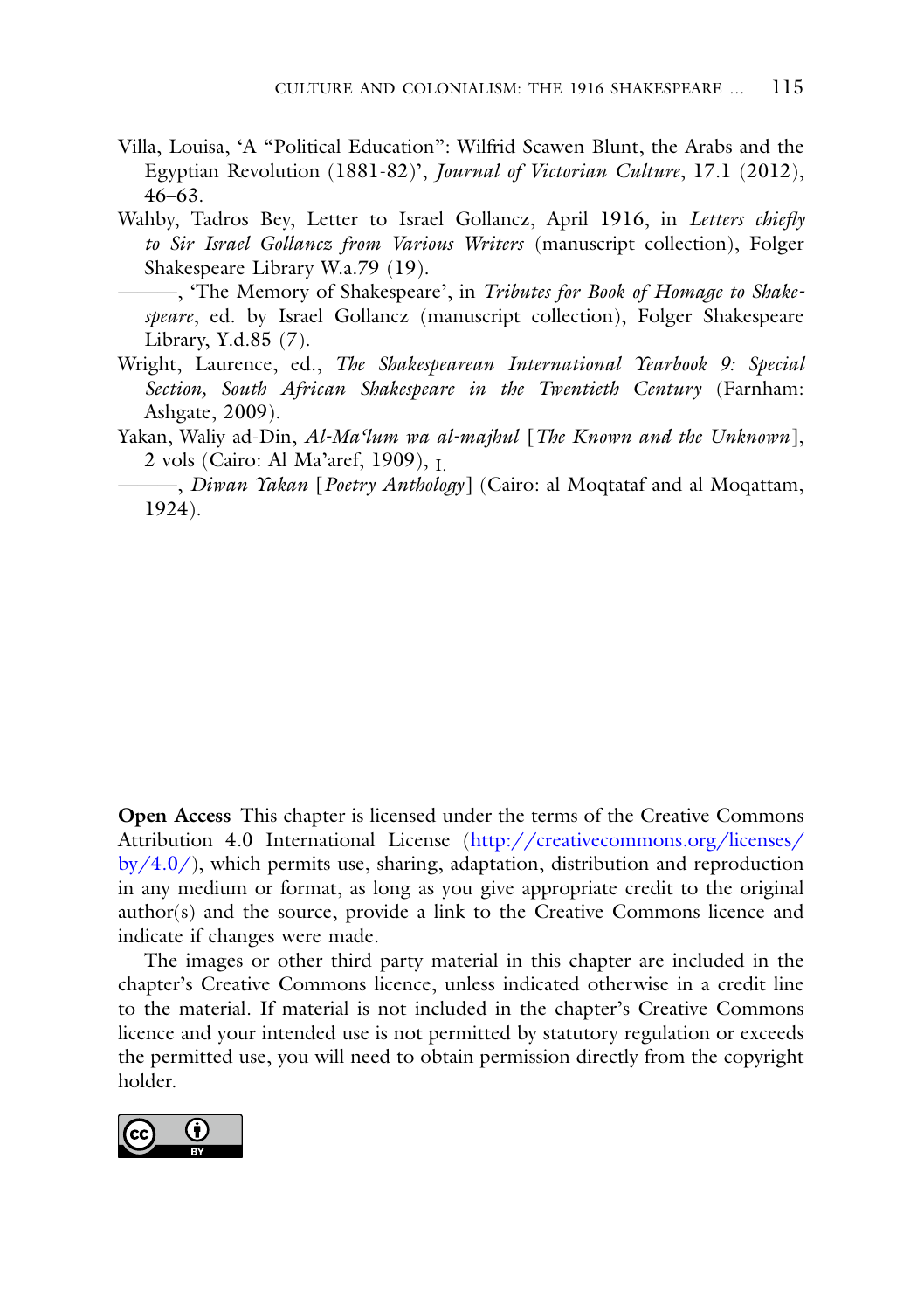Villa, Louisa, 'A "Political Education": Wilfrid Scawen Blunt, the Arabs and the Egyptian Revolution (1881-82)', *Journal of Victorian Culture*, 17.1 (2012), 46–63.

Wahby, Tadros Bey, Letter to Israel Gollancz, April 1916, in *Letters chiefly to Sir Israel Gollancz from Various Writers* (manuscript collection), Folger Shakespeare Library W.a.79 (19).

———, 'The Memory of Shakespeare', in *Tributes for Book of Homage to Shakespeare*, ed. by Israel Gollancz (manuscript collection), Folger Shakespeare Library, Y.d.85 (7).

Wright, Laurence, ed., *The Shakespearean International Yearbook 9: Special Section, South African Shakespeare in the Twentieth Century* (Farnham: Ashgate, 2009).

Yakan, Waliy ad-Din, *Al-Ma'lum wa al-majhul* [*The Known and the Unknown*], 2 vols (Cairo: Al Ma'aref, 1909), I.

———, *Diwan Yakan* [*Poetry Anthology*] (Cairo: al Moqtataf and al Moqattam, 1924).

**Open Access** This chapter is licensed under the terms of the Creative Commons Attribution 4.0 International License (http://creativecommons.org/licenses/by/4.0/), which permits use, sharing, adaptation, distribution and reproduction in any medium or format, as long as you give appropriate credit to the original author(s) and the source, provide a link to the Creative Commons licence and indicate if changes were made.

The images or other third party material in this chapter are included in the chapter's Creative Commons licence, unless indicated otherwise in a credit line to the material. If material is not included in the chapter's Creative Commons licence and your intended use is not permitted by statutory regulation or exceeds the permitted use, you will need to obtain permission directly from the copyright holder.